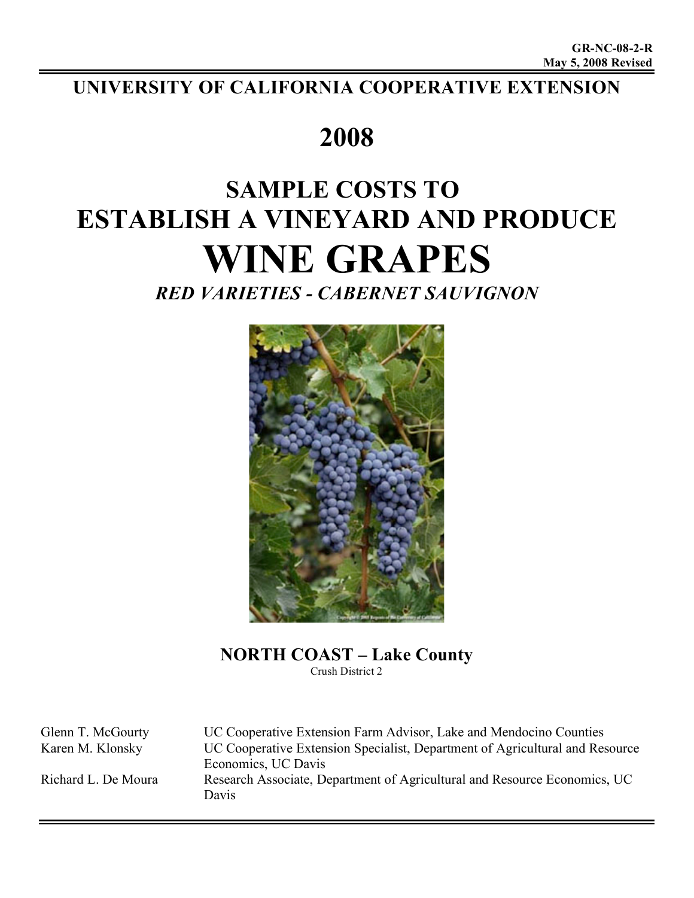GR-NC-08-2-R
May 5, 2008 Revised

# UNIVERSITY OF CALIFORNIA COOPERATIVE EXTENSION

# 2008

# SAMPLE COSTS TO ESTABLISH A VINEYARD AND PRODUCE WINE GRAPES

## *RED VARIETIES - CABERNET SAUVIGNON*

### NORTH COAST – Lake County

Crush District 2

| | |
|---|---|
| Glenn T. McGourty | UC Cooperative Extension Farm Advisor, Lake and Mendocino Counties |
| Karen M. Klonsky | UC Cooperative Extension Specialist, Department of Agricultural and Resource Economics, UC Davis |
| Richard L. De Moura | Research Associate, Department of Agricultural and Resource Economics, UC Davis |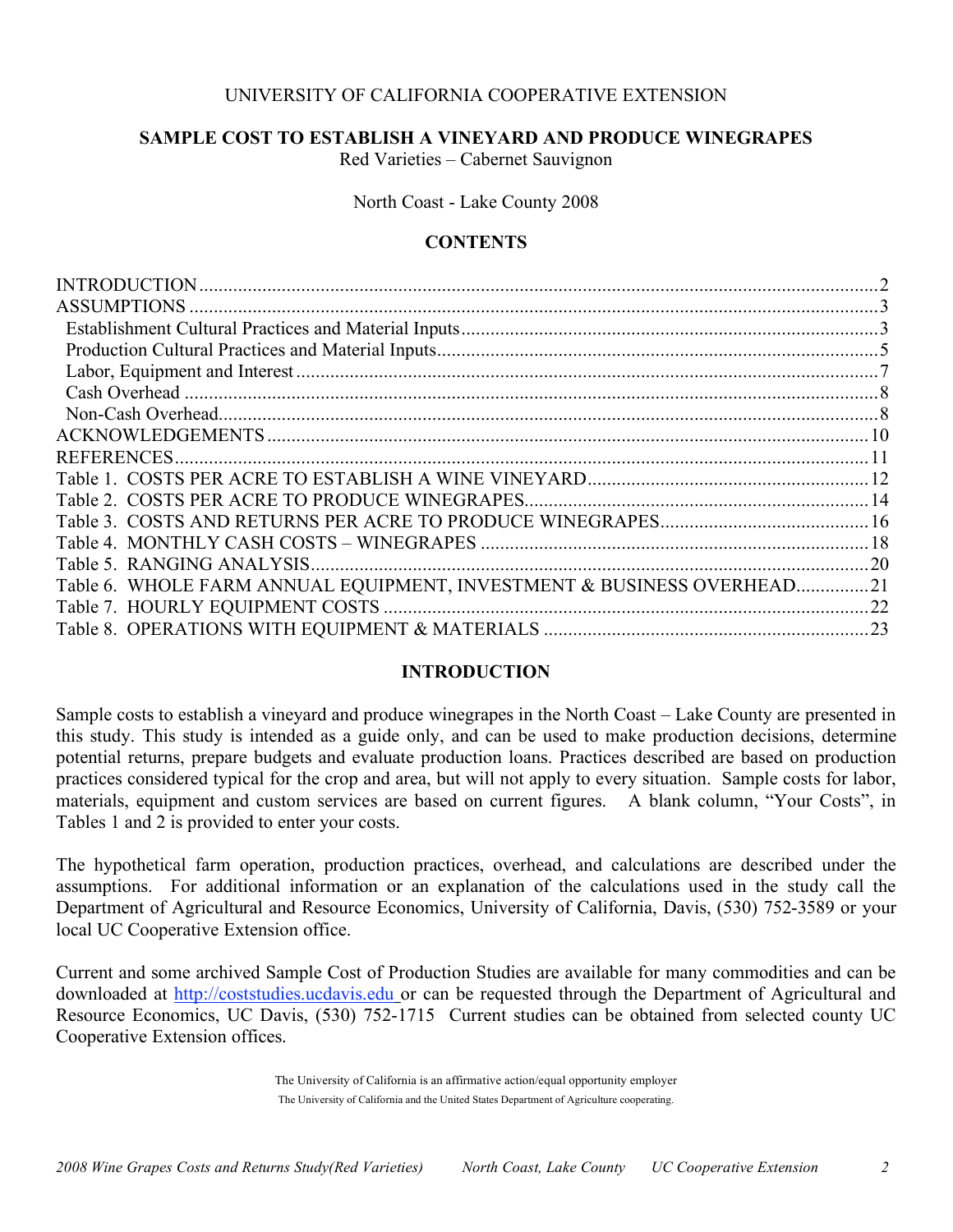UNIVERSITY OF CALIFORNIA COOPERATIVE EXTENSION

# SAMPLE COST TO ESTABLISH A VINEYARD AND PRODUCE WINEGRAPES

Red Varieties – Cabernet Sauvignon

North Coast - Lake County 2008

## CONTENTS

| | |
|---|---|
| INTRODUCTION | 2 |
| ASSUMPTIONS | 3 |
| Establishment Cultural Practices and Material Inputs | 3 |
| Production Cultural Practices and Material Inputs | 5 |
| Labor, Equipment and Interest | 7 |
| Cash Overhead | 8 |
| Non-Cash Overhead | 8 |
| ACKNOWLEDGEMENTS | 10 |
| REFERENCES | 11 |
| Table 1. COSTS PER ACRE TO ESTABLISH A WINE VINEYARD | 12 |
| Table 2. COSTS PER ACRE TO PRODUCE WINEGRAPES | 14 |
| Table 3. COSTS AND RETURNS PER ACRE TO PRODUCE WINEGRAPES | 16 |
| Table 4. MONTHLY CASH COSTS – WINEGRAPES | 18 |
| Table 5. RANGING ANALYSIS | 20 |
| Table 6. WHOLE FARM ANNUAL EQUIPMENT, INVESTMENT & BUSINESS OVERHEAD | 21 |
| Table 7. HOURLY EQUIPMENT COSTS | 22 |
| Table 8. OPERATIONS WITH EQUIPMENT & MATERIALS | 23 |

## INTRODUCTION

Sample costs to establish a vineyard and produce winegrapes in the North Coast – Lake County are presented in this study. This study is intended as a guide only, and can be used to make production decisions, determine potential returns, prepare budgets and evaluate production loans. Practices described are based on production practices considered typical for the crop and area, but will not apply to every situation. Sample costs for labor, materials, equipment and custom services are based on current figures. A blank column, "Your Costs", in Tables 1 and 2 is provided to enter your costs.

The hypothetical farm operation, production practices, overhead, and calculations are described under the assumptions. For additional information or an explanation of the calculations used in the study call the Department of Agricultural and Resource Economics, University of California, Davis, (530) 752-3589 or your local UC Cooperative Extension office.

Current and some archived Sample Cost of Production Studies are available for many commodities and can be downloaded at http://coststudies.ucdavis.edu or can be requested through the Department of Agricultural and Resource Economics, UC Davis, (530) 752-1715 Current studies can be obtained from selected county UC Cooperative Extension offices.

The University of California is an affirmative action/equal opportunity employer

The University of California and the United States Department of Agriculture cooperating.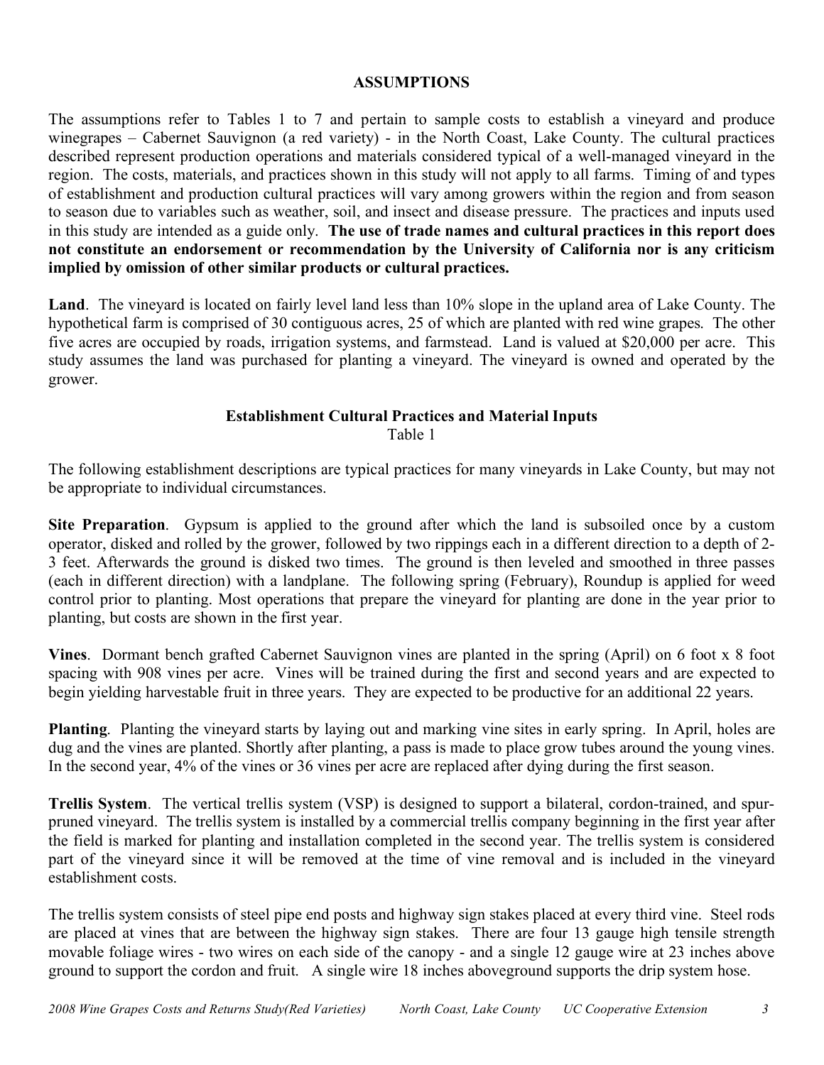## ASSUMPTIONS

The assumptions refer to Tables 1 to 7 and pertain to sample costs to establish a vineyard and produce winegrapes – Cabernet Sauvignon (a red variety) - in the North Coast, Lake County. The cultural practices described represent production operations and materials considered typical of a well-managed vineyard in the region. The costs, materials, and practices shown in this study will not apply to all farms. Timing of and types of establishment and production cultural practices will vary among growers within the region and from season to season due to variables such as weather, soil, and insect and disease pressure. The practices and inputs used in this study are intended as a guide only. **The use of trade names and cultural practices in this report does not constitute an endorsement or recommendation by the University of California nor is any criticism implied by omission of other similar products or cultural practices.**

**Land**. The vineyard is located on fairly level land less than 10% slope in the upland area of Lake County. The hypothetical farm is comprised of 30 contiguous acres, 25 of which are planted with red wine grapes. The other five acres are occupied by roads, irrigation systems, and farmstead. Land is valued at $20,000 per acre. This study assumes the land was purchased for planting a vineyard. The vineyard is owned and operated by the grower.

### Establishment Cultural Practices and Material Inputs

Table 1

The following establishment descriptions are typical practices for many vineyards in Lake County, but may not be appropriate to individual circumstances.

**Site Preparation**. Gypsum is applied to the ground after which the land is subsoiled once by a custom operator, disked and rolled by the grower, followed by two rippings each in a different direction to a depth of 2-3 feet. Afterwards the ground is disked two times. The ground is then leveled and smoothed in three passes (each in different direction) with a landplane. The following spring (February), Roundup is applied for weed control prior to planting. Most operations that prepare the vineyard for planting are done in the year prior to planting, but costs are shown in the first year.

**Vines**. Dormant bench grafted Cabernet Sauvignon vines are planted in the spring (April) on 6 foot x 8 foot spacing with 908 vines per acre. Vines will be trained during the first and second years and are expected to begin yielding harvestable fruit in three years. They are expected to be productive for an additional 22 years.

**Planting**. Planting the vineyard starts by laying out and marking vine sites in early spring. In April, holes are dug and the vines are planted. Shortly after planting, a pass is made to place grow tubes around the young vines. In the second year, 4% of the vines or 36 vines per acre are replaced after dying during the first season.

**Trellis System**. The vertical trellis system (VSP) is designed to support a bilateral, cordon-trained, and spur-pruned vineyard. The trellis system is installed by a commercial trellis company beginning in the first year after the field is marked for planting and installation completed in the second year. The trellis system is considered part of the vineyard since it will be removed at the time of vine removal and is included in the vineyard establishment costs.

The trellis system consists of steel pipe end posts and highway sign stakes placed at every third vine. Steel rods are placed at vines that are between the highway sign stakes. There are four 13 gauge high tensile strength movable foliage wires - two wires on each side of the canopy - and a single 12 gauge wire at 23 inches above ground to support the cordon and fruit. A single wire 18 inches aboveground supports the drip system hose.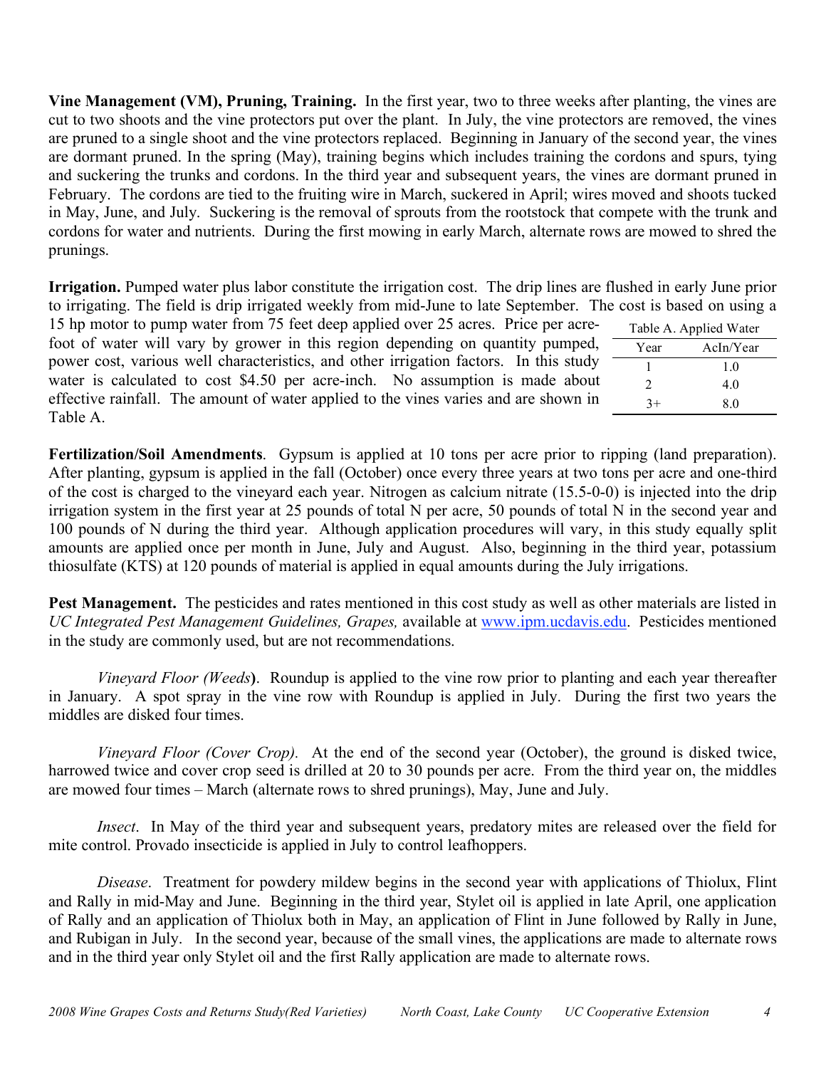**Vine Management (VM), Pruning, Training.** In the first year, two to three weeks after planting, the vines are cut to two shoots and the vine protectors put over the plant. In July, the vine protectors are removed, the vines are pruned to a single shoot and the vine protectors replaced. Beginning in January of the second year, the vines are dormant pruned. In the spring (May), training begins which includes training the cordons and spurs, tying and suckering the trunks and cordons. In the third year and subsequent years, the vines are dormant pruned in February. The cordons are tied to the fruiting wire in March, suckered in April; wires moved and shoots tucked in May, June, and July. Suckering is the removal of sprouts from the rootstock that compete with the trunk and cordons for water and nutrients. During the first mowing in early March, alternate rows are mowed to shred the prunings.

**Irrigation.** Pumped water plus labor constitute the irrigation cost. The drip lines are flushed in early June prior to irrigating. The field is drip irrigated weekly from mid-June to late September. The cost is based on using a 15 hp motor to pump water from 75 feet deep applied over 25 acres. Price per acre-foot of water will vary by grower in this region depending on quantity pumped, power cost, various well characteristics, and other irrigation factors. In this study water is calculated to cost $4.50 per acre-inch. No assumption is made about effective rainfall. The amount of water applied to the vines varies and are shown in Table A.

Table A. Applied Water

| Year | AcIn/Year |
|---|---|
| 1 | 1.0 |
| 2 | 4.0 |
| 3+ | 8.0 |

**Fertilization/Soil Amendments**. Gypsum is applied at 10 tons per acre prior to ripping (land preparation). After planting, gypsum is applied in the fall (October) once every three years at two tons per acre and one-third of the cost is charged to the vineyard each year. Nitrogen as calcium nitrate (15.5-0-0) is injected into the drip irrigation system in the first year at 25 pounds of total N per acre, 50 pounds of total N in the second year and 100 pounds of N during the third year. Although application procedures will vary, in this study equally split amounts are applied once per month in June, July and August. Also, beginning in the third year, potassium thiosulfate (KTS) at 120 pounds of material is applied in equal amounts during the July irrigations.

**Pest Management.** The pesticides and rates mentioned in this cost study as well as other materials are listed in *UC Integrated Pest Management Guidelines, Grapes,* available at www.ipm.ucdavis.edu. Pesticides mentioned in the study are commonly used, but are not recommendations.

*Vineyard Floor (Weeds)***.** Roundup is applied to the vine row prior to planting and each year thereafter in January. A spot spray in the vine row with Roundup is applied in July. During the first two years the middles are disked four times.

*Vineyard Floor (Cover Crop).* At the end of the second year (October), the ground is disked twice, harrowed twice and cover crop seed is drilled at 20 to 30 pounds per acre. From the third year on, the middles are mowed four times – March (alternate rows to shred prunings), May, June and July.

*Insect*. In May of the third year and subsequent years, predatory mites are released over the field for mite control. Provado insecticide is applied in July to control leafhoppers.

*Disease*. Treatment for powdery mildew begins in the second year with applications of Thiolux, Flint and Rally in mid-May and June. Beginning in the third year, Stylet oil is applied in late April, one application of Rally and an application of Thiolux both in May, an application of Flint in June followed by Rally in June, and Rubigan in July. In the second year, because of the small vines, the applications are made to alternate rows and in the third year only Stylet oil and the first Rally application are made to alternate rows.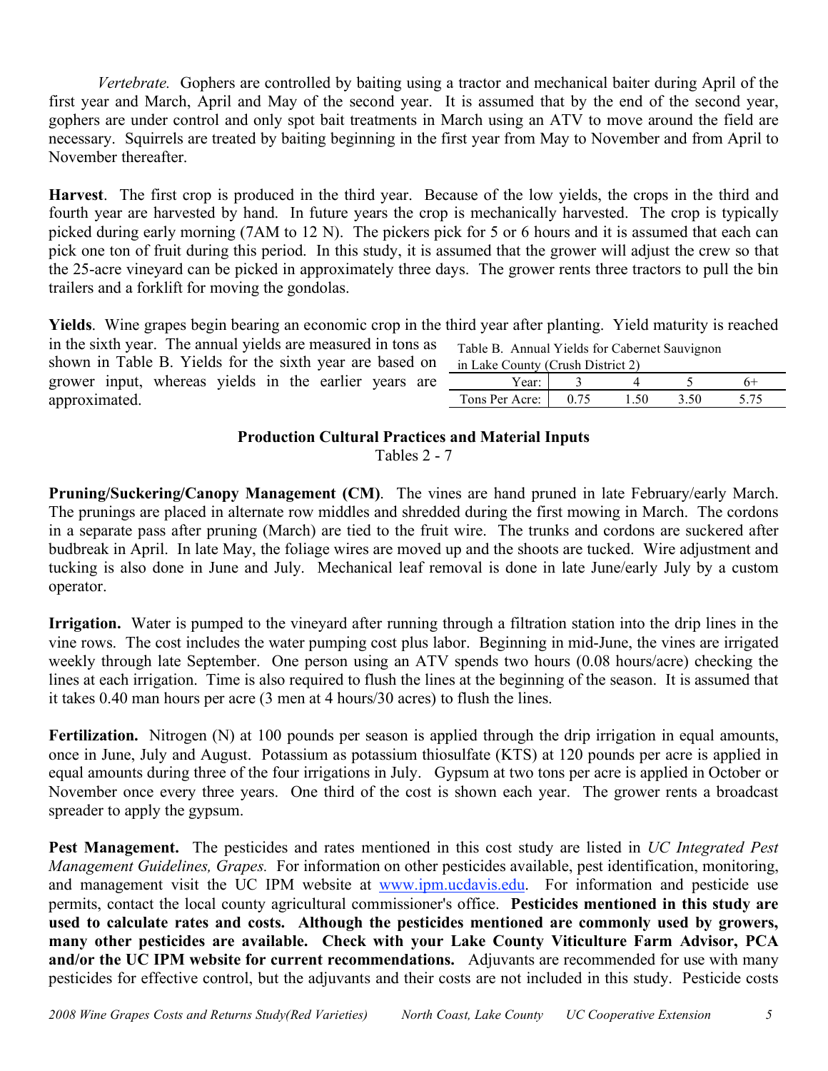*Vertebrate.* Gophers are controlled by baiting using a tractor and mechanical baiter during April of the first year and March, April and May of the second year. It is assumed that by the end of the second year, gophers are under control and only spot bait treatments in March using an ATV to move around the field are necessary. Squirrels are treated by baiting beginning in the first year from May to November and from April to November thereafter.

**Harvest**. The first crop is produced in the third year. Because of the low yields, the crops in the third and fourth year are harvested by hand. In future years the crop is mechanically harvested. The crop is typically picked during early morning (7AM to 12 N). The pickers pick for 5 or 6 hours and it is assumed that each can pick one ton of fruit during this period. In this study, it is assumed that the grower will adjust the crew so that the 25-acre vineyard can be picked in approximately three days. The grower rents three tractors to pull the bin trailers and a forklift for moving the gondolas.

**Yields**. Wine grapes begin bearing an economic crop in the third year after planting. Yield maturity is reached in the sixth year. The annual yields are measured in tons as shown in Table B. Yields for the sixth year are based on grower input, whereas yields in the earlier years are approximated.

Table B. Annual Yields for Cabernet Sauvignon in Lake County (Crush District 2)

| Year: | 3 | 4 | 5 | 6+ |
|---|---|---|---|---|
| Tons Per Acre: | 0.75 | 1.50 | 3.50 | 5.75 |

## Production Cultural Practices and Material Inputs

Tables 2 - 7

**Pruning/Suckering/Canopy Management (CM)**. The vines are hand pruned in late February/early March. The prunings are placed in alternate row middles and shredded during the first mowing in March. The cordons in a separate pass after pruning (March) are tied to the fruit wire. The trunks and cordons are suckered after budbreak in April. In late May, the foliage wires are moved up and the shoots are tucked. Wire adjustment and tucking is also done in June and July. Mechanical leaf removal is done in late June/early July by a custom operator.

**Irrigation.** Water is pumped to the vineyard after running through a filtration station into the drip lines in the vine rows. The cost includes the water pumping cost plus labor. Beginning in mid-June, the vines are irrigated weekly through late September. One person using an ATV spends two hours (0.08 hours/acre) checking the lines at each irrigation. Time is also required to flush the lines at the beginning of the season. It is assumed that it takes 0.40 man hours per acre (3 men at 4 hours/30 acres) to flush the lines.

**Fertilization.** Nitrogen (N) at 100 pounds per season is applied through the drip irrigation in equal amounts, once in June, July and August. Potassium as potassium thiosulfate (KTS) at 120 pounds per acre is applied in equal amounts during three of the four irrigations in July. Gypsum at two tons per acre is applied in October or November once every three years. One third of the cost is shown each year. The grower rents a broadcast spreader to apply the gypsum.

**Pest Management.** The pesticides and rates mentioned in this cost study are listed in *UC Integrated Pest Management Guidelines, Grapes.* For information on other pesticides available, pest identification, monitoring, and management visit the UC IPM website at www.ipm.ucdavis.edu. For information and pesticide use permits, contact the local county agricultural commissioner's office. **Pesticides mentioned in this study are used to calculate rates and costs. Although the pesticides mentioned are commonly used by growers, many other pesticides are available. Check with your Lake County Viticulture Farm Advisor, PCA and/or the UC IPM website for current recommendations.** Adjuvants are recommended for use with many pesticides for effective control, but the adjuvants and their costs are not included in this study. Pesticide costs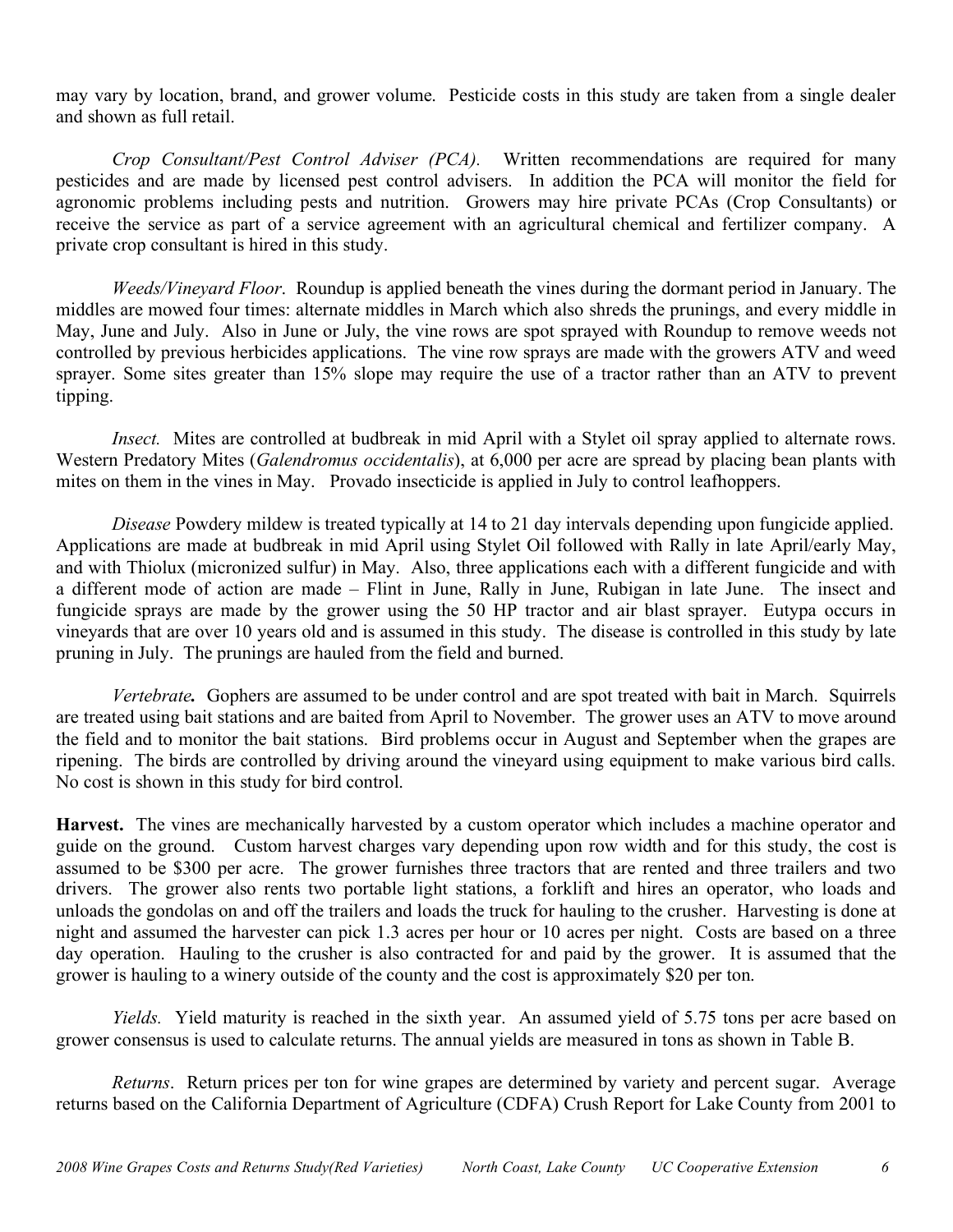may vary by location, brand, and grower volume. Pesticide costs in this study are taken from a single dealer and shown as full retail.

*Crop Consultant/Pest Control Adviser (PCA).* Written recommendations are required for many pesticides and are made by licensed pest control advisers. In addition the PCA will monitor the field for agronomic problems including pests and nutrition. Growers may hire private PCAs (Crop Consultants) or receive the service as part of a service agreement with an agricultural chemical and fertilizer company. A private crop consultant is hired in this study.

*Weeds/Vineyard Floor*. Roundup is applied beneath the vines during the dormant period in January. The middles are mowed four times: alternate middles in March which also shreds the prunings, and every middle in May, June and July. Also in June or July, the vine rows are spot sprayed with Roundup to remove weeds not controlled by previous herbicides applications. The vine row sprays are made with the growers ATV and weed sprayer. Some sites greater than 15% slope may require the use of a tractor rather than an ATV to prevent tipping.

*Insect.* Mites are controlled at budbreak in mid April with a Stylet oil spray applied to alternate rows. Western Predatory Mites (*Galendromus occidentalis*), at 6,000 per acre are spread by placing bean plants with mites on them in the vines in May. Provado insecticide is applied in July to control leafhoppers.

*Disease* Powdery mildew is treated typically at 14 to 21 day intervals depending upon fungicide applied. Applications are made at budbreak in mid April using Stylet Oil followed with Rally in late April/early May, and with Thiolux (micronized sulfur) in May. Also, three applications each with a different fungicide and with a different mode of action are made – Flint in June, Rally in June, Rubigan in late June. The insect and fungicide sprays are made by the grower using the 50 HP tractor and air blast sprayer. Eutypa occurs in vineyards that are over 10 years old and is assumed in this study. The disease is controlled in this study by late pruning in July. The prunings are hauled from the field and burned.

***Vertebrate.*** Gophers are assumed to be under control and are spot treated with bait in March. Squirrels are treated using bait stations and are baited from April to November. The grower uses an ATV to move around the field and to monitor the bait stations. Bird problems occur in August and September when the grapes are ripening. The birds are controlled by driving around the vineyard using equipment to make various bird calls. No cost is shown in this study for bird control.

**Harvest.** The vines are mechanically harvested by a custom operator which includes a machine operator and guide on the ground. Custom harvest charges vary depending upon row width and for this study, the cost is assumed to be $300 per acre. The grower furnishes three tractors that are rented and three trailers and two drivers. The grower also rents two portable light stations, a forklift and hires an operator, who loads and unloads the gondolas on and off the trailers and loads the truck for hauling to the crusher. Harvesting is done at night and assumed the harvester can pick 1.3 acres per hour or 10 acres per night. Costs are based on a three day operation. Hauling to the crusher is also contracted for and paid by the grower. It is assumed that the grower is hauling to a winery outside of the county and the cost is approximately $20 per ton.

*Yields.* Yield maturity is reached in the sixth year. An assumed yield of 5.75 tons per acre based on grower consensus is used to calculate returns. The annual yields are measured in tons as shown in Table B.

*Returns*. Return prices per ton for wine grapes are determined by variety and percent sugar. Average returns based on the California Department of Agriculture (CDFA) Crush Report for Lake County from 2001 to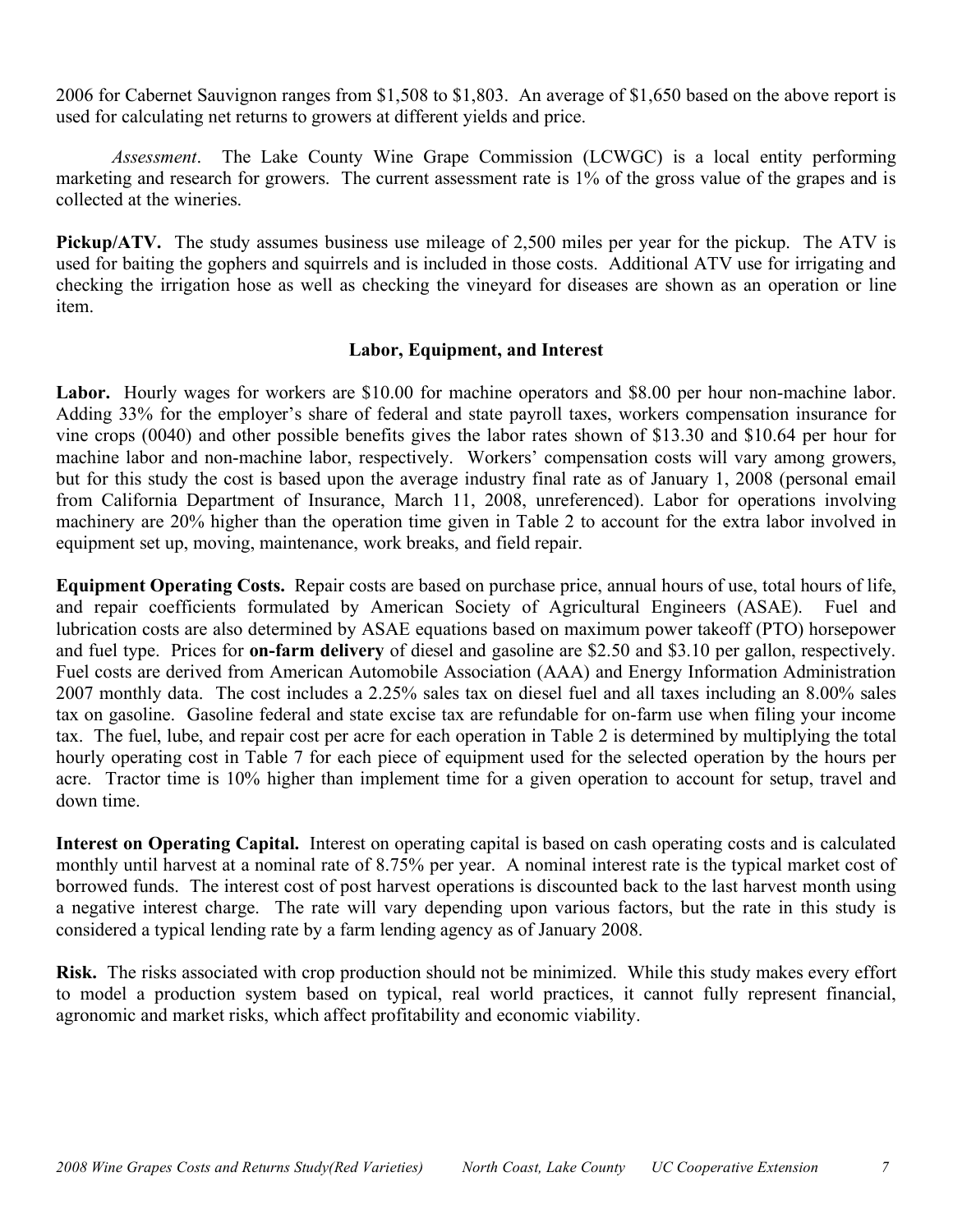2006 for Cabernet Sauvignon ranges from $1,508 to $1,803. An average of $1,650 based on the above report is used for calculating net returns to growers at different yields and price.

*Assessment*. The Lake County Wine Grape Commission (LCWGC) is a local entity performing marketing and research for growers. The current assessment rate is 1% of the gross value of the grapes and is collected at the wineries.

**Pickup/ATV.** The study assumes business use mileage of 2,500 miles per year for the pickup. The ATV is used for baiting the gophers and squirrels and is included in those costs. Additional ATV use for irrigating and checking the irrigation hose as well as checking the vineyard for diseases are shown as an operation or line item.

### Labor, Equipment, and Interest

**Labor.** Hourly wages for workers are $10.00 for machine operators and $8.00 per hour non-machine labor. Adding 33% for the employer's share of federal and state payroll taxes, workers compensation insurance for vine crops (0040) and other possible benefits gives the labor rates shown of $13.30 and $10.64 per hour for machine labor and non-machine labor, respectively. Workers' compensation costs will vary among growers, but for this study the cost is based upon the average industry final rate as of January 1, 2008 (personal email from California Department of Insurance, March 11, 2008, unreferenced). Labor for operations involving machinery are 20% higher than the operation time given in Table 2 to account for the extra labor involved in equipment set up, moving, maintenance, work breaks, and field repair.

**Equipment Operating Costs.** Repair costs are based on purchase price, annual hours of use, total hours of life, and repair coefficients formulated by American Society of Agricultural Engineers (ASAE). Fuel and lubrication costs are also determined by ASAE equations based on maximum power takeoff (PTO) horsepower and fuel type. Prices for **on-farm delivery** of diesel and gasoline are $2.50 and $3.10 per gallon, respectively. Fuel costs are derived from American Automobile Association (AAA) and Energy Information Administration 2007 monthly data. The cost includes a 2.25% sales tax on diesel fuel and all taxes including an 8.00% sales tax on gasoline. Gasoline federal and state excise tax are refundable for on-farm use when filing your income tax. The fuel, lube, and repair cost per acre for each operation in Table 2 is determined by multiplying the total hourly operating cost in Table 7 for each piece of equipment used for the selected operation by the hours per acre. Tractor time is 10% higher than implement time for a given operation to account for setup, travel and down time.

**Interest on Operating Capital.** Interest on operating capital is based on cash operating costs and is calculated monthly until harvest at a nominal rate of 8.75% per year. A nominal interest rate is the typical market cost of borrowed funds. The interest cost of post harvest operations is discounted back to the last harvest month using a negative interest charge. The rate will vary depending upon various factors, but the rate in this study is considered a typical lending rate by a farm lending agency as of January 2008.

**Risk.** The risks associated with crop production should not be minimized. While this study makes every effort to model a production system based on typical, real world practices, it cannot fully represent financial, agronomic and market risks, which affect profitability and economic viability.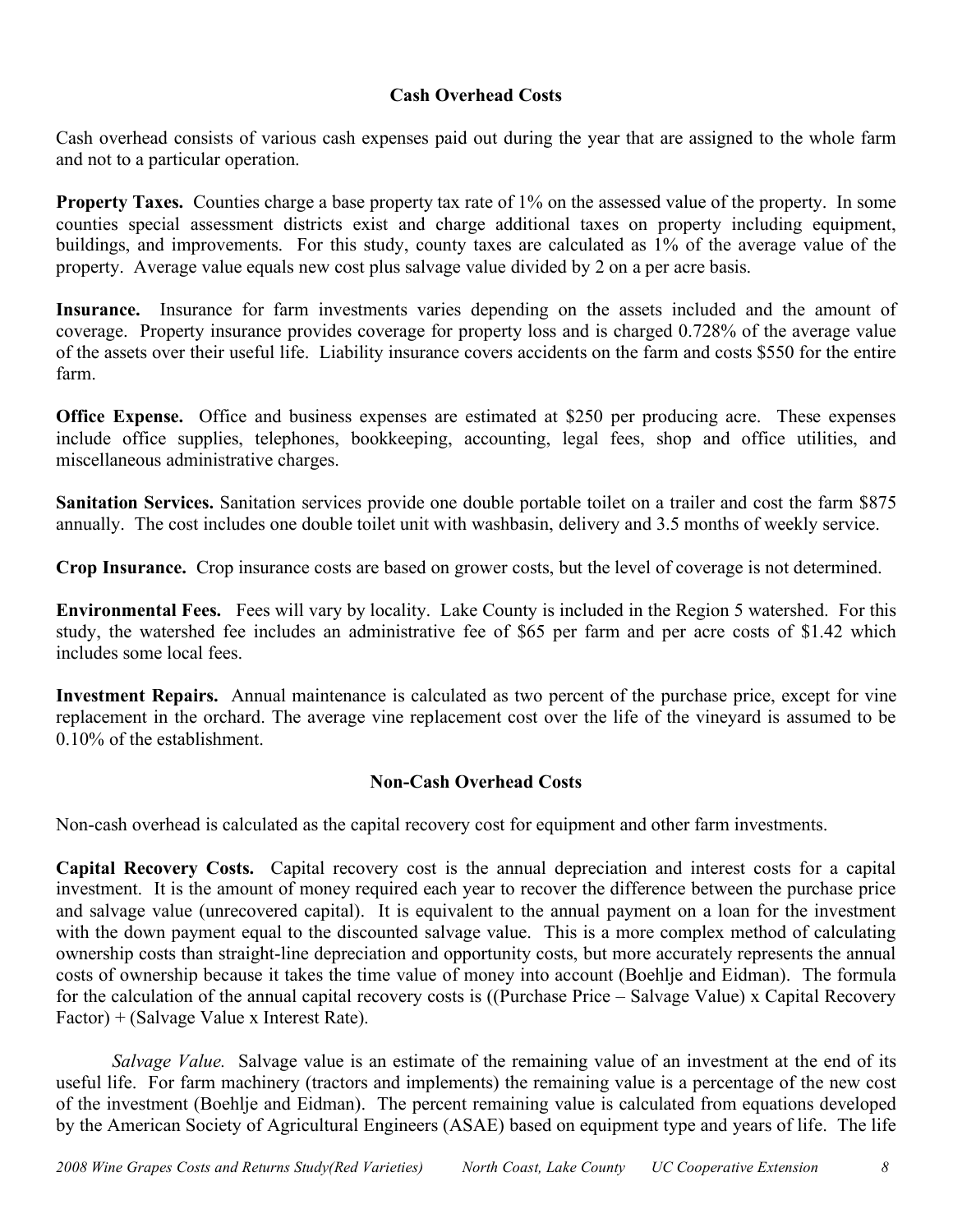## Cash Overhead Costs

Cash overhead consists of various cash expenses paid out during the year that are assigned to the whole farm and not to a particular operation.

**Property Taxes.** Counties charge a base property tax rate of 1% on the assessed value of the property. In some counties special assessment districts exist and charge additional taxes on property including equipment, buildings, and improvements. For this study, county taxes are calculated as 1% of the average value of the property. Average value equals new cost plus salvage value divided by 2 on a per acre basis.

**Insurance.** Insurance for farm investments varies depending on the assets included and the amount of coverage. Property insurance provides coverage for property loss and is charged 0.728% of the average value of the assets over their useful life. Liability insurance covers accidents on the farm and costs $550 for the entire farm.

**Office Expense.** Office and business expenses are estimated at $250 per producing acre. These expenses include office supplies, telephones, bookkeeping, accounting, legal fees, shop and office utilities, and miscellaneous administrative charges.

**Sanitation Services.** Sanitation services provide one double portable toilet on a trailer and cost the farm $875 annually. The cost includes one double toilet unit with washbasin, delivery and 3.5 months of weekly service.

**Crop Insurance.** Crop insurance costs are based on grower costs, but the level of coverage is not determined.

**Environmental Fees.** Fees will vary by locality. Lake County is included in the Region 5 watershed. For this study, the watershed fee includes an administrative fee of $65 per farm and per acre costs of $1.42 which includes some local fees.

**Investment Repairs.** Annual maintenance is calculated as two percent of the purchase price, except for vine replacement in the orchard. The average vine replacement cost over the life of the vineyard is assumed to be 0.10% of the establishment.

## Non-Cash Overhead Costs

Non-cash overhead is calculated as the capital recovery cost for equipment and other farm investments.

**Capital Recovery Costs.** Capital recovery cost is the annual depreciation and interest costs for a capital investment. It is the amount of money required each year to recover the difference between the purchase price and salvage value (unrecovered capital). It is equivalent to the annual payment on a loan for the investment with the down payment equal to the discounted salvage value. This is a more complex method of calculating ownership costs than straight-line depreciation and opportunity costs, but more accurately represents the annual costs of ownership because it takes the time value of money into account (Boehlje and Eidman). The formula for the calculation of the annual capital recovery costs is ((Purchase Price – Salvage Value) x Capital Recovery Factor) + (Salvage Value x Interest Rate).

*Salvage Value.* Salvage value is an estimate of the remaining value of an investment at the end of its useful life. For farm machinery (tractors and implements) the remaining value is a percentage of the new cost of the investment (Boehlje and Eidman). The percent remaining value is calculated from equations developed by the American Society of Agricultural Engineers (ASAE) based on equipment type and years of life. The life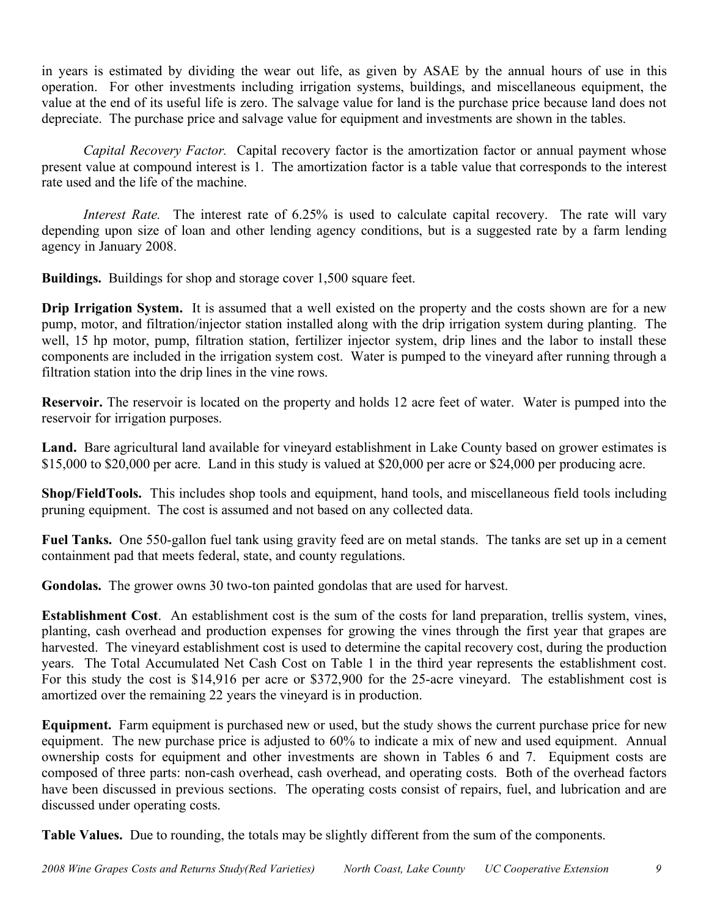in years is estimated by dividing the wear out life, as given by ASAE by the annual hours of use in this operation. For other investments including irrigation systems, buildings, and miscellaneous equipment, the value at the end of its useful life is zero. The salvage value for land is the purchase price because land does not depreciate. The purchase price and salvage value for equipment and investments are shown in the tables.

*Capital Recovery Factor.* Capital recovery factor is the amortization factor or annual payment whose present value at compound interest is 1. The amortization factor is a table value that corresponds to the interest rate used and the life of the machine.

*Interest Rate.* The interest rate of 6.25% is used to calculate capital recovery. The rate will vary depending upon size of loan and other lending agency conditions, but is a suggested rate by a farm lending agency in January 2008.

**Buildings.** Buildings for shop and storage cover 1,500 square feet.

**Drip Irrigation System.** It is assumed that a well existed on the property and the costs shown are for a new pump, motor, and filtration/injector station installed along with the drip irrigation system during planting. The well, 15 hp motor, pump, filtration station, fertilizer injector system, drip lines and the labor to install these components are included in the irrigation system cost. Water is pumped to the vineyard after running through a filtration station into the drip lines in the vine rows.

**Reservoir.** The reservoir is located on the property and holds 12 acre feet of water. Water is pumped into the reservoir for irrigation purposes.

**Land.** Bare agricultural land available for vineyard establishment in Lake County based on grower estimates is \$15,000 to \$20,000 per acre. Land in this study is valued at \$20,000 per acre or \$24,000 per producing acre.

**Shop/FieldTools.** This includes shop tools and equipment, hand tools, and miscellaneous field tools including pruning equipment. The cost is assumed and not based on any collected data.

**Fuel Tanks.** One 550-gallon fuel tank using gravity feed are on metal stands. The tanks are set up in a cement containment pad that meets federal, state, and county regulations.

**Gondolas.** The grower owns 30 two-ton painted gondolas that are used for harvest.

**Establishment Cost**. An establishment cost is the sum of the costs for land preparation, trellis system, vines, planting, cash overhead and production expenses for growing the vines through the first year that grapes are harvested. The vineyard establishment cost is used to determine the capital recovery cost, during the production years. The Total Accumulated Net Cash Cost on Table 1 in the third year represents the establishment cost. For this study the cost is \$14,916 per acre or \$372,900 for the 25-acre vineyard. The establishment cost is amortized over the remaining 22 years the vineyard is in production.

**Equipment.** Farm equipment is purchased new or used, but the study shows the current purchase price for new equipment. The new purchase price is adjusted to 60% to indicate a mix of new and used equipment. Annual ownership costs for equipment and other investments are shown in Tables 6 and 7. Equipment costs are composed of three parts: non-cash overhead, cash overhead, and operating costs. Both of the overhead factors have been discussed in previous sections. The operating costs consist of repairs, fuel, and lubrication and are discussed under operating costs.

**Table Values.** Due to rounding, the totals may be slightly different from the sum of the components.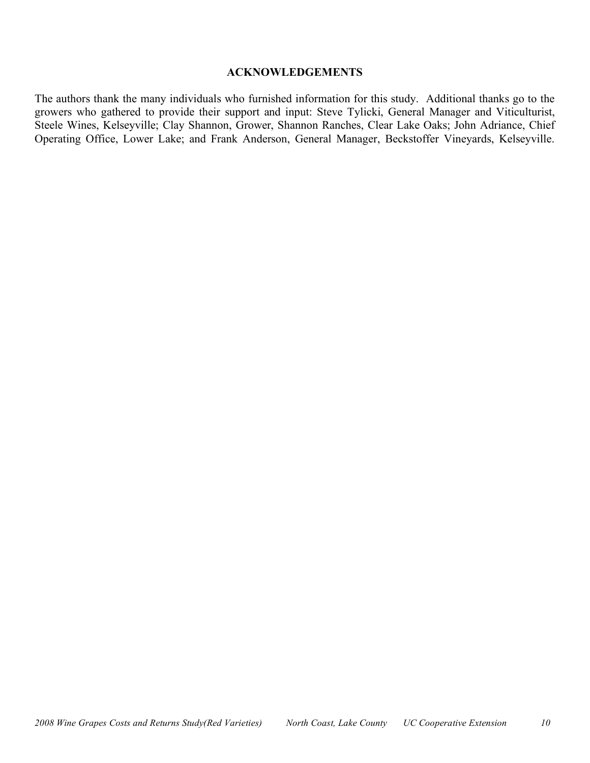## ACKNOWLEDGEMENTS

The authors thank the many individuals who furnished information for this study. Additional thanks go to the growers who gathered to provide their support and input: Steve Tylicki, General Manager and Viticulturist, Steele Wines, Kelseyville; Clay Shannon, Grower, Shannon Ranches, Clear Lake Oaks; John Adriance, Chief Operating Office, Lower Lake; and Frank Anderson, General Manager, Beckstoffer Vineyards, Kelseyville.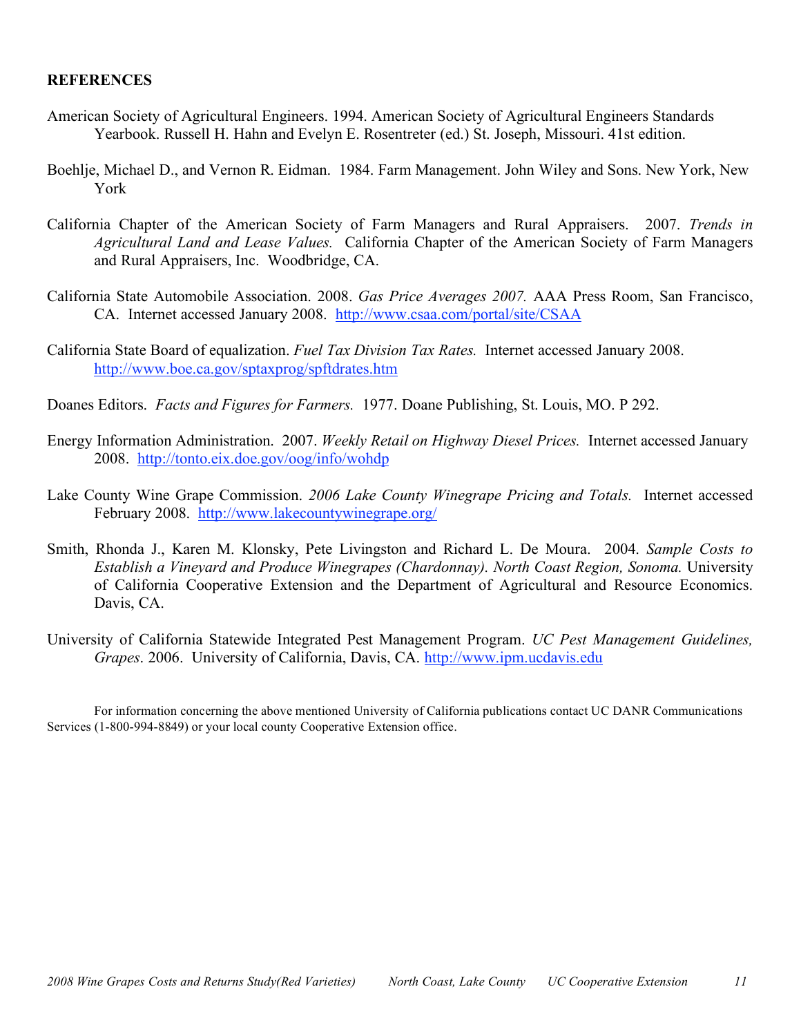**REFERENCES**

American Society of Agricultural Engineers. 1994. American Society of Agricultural Engineers Standards Yearbook. Russell H. Hahn and Evelyn E. Rosentreter (ed.) St. Joseph, Missouri. 41st edition.

Boehlje, Michael D., and Vernon R. Eidman. 1984. Farm Management. John Wiley and Sons. New York, New York

California Chapter of the American Society of Farm Managers and Rural Appraisers. 2007. *Trends in Agricultural Land and Lease Values.* California Chapter of the American Society of Farm Managers and Rural Appraisers, Inc. Woodbridge, CA.

California State Automobile Association. 2008. *Gas Price Averages 2007.* AAA Press Room, San Francisco, CA. Internet accessed January 2008. http://www.csaa.com/portal/site/CSAA

California State Board of equalization. *Fuel Tax Division Tax Rates.* Internet accessed January 2008. http://www.boe.ca.gov/sptaxprog/spftdrates.htm

Doanes Editors. *Facts and Figures for Farmers.* 1977. Doane Publishing, St. Louis, MO. P 292.

Energy Information Administration. 2007. *Weekly Retail on Highway Diesel Prices.* Internet accessed January 2008. http://tonto.eix.doe.gov/oog/info/wohdp

Lake County Wine Grape Commission. *2006 Lake County Winegrape Pricing and Totals.* Internet accessed February 2008. http://www.lakecountywinegrape.org/

Smith, Rhonda J., Karen M. Klonsky, Pete Livingston and Richard L. De Moura. 2004. *Sample Costs to Establish a Vineyard and Produce Winegrapes (Chardonnay). North Coast Region, Sonoma.* University of California Cooperative Extension and the Department of Agricultural and Resource Economics. Davis, CA.

University of California Statewide Integrated Pest Management Program. *UC Pest Management Guidelines, Grapes*. 2006. University of California, Davis, CA. http://www.ipm.ucdavis.edu

For information concerning the above mentioned University of California publications contact UC DANR Communications Services (1-800-994-8849) or your local county Cooperative Extension office.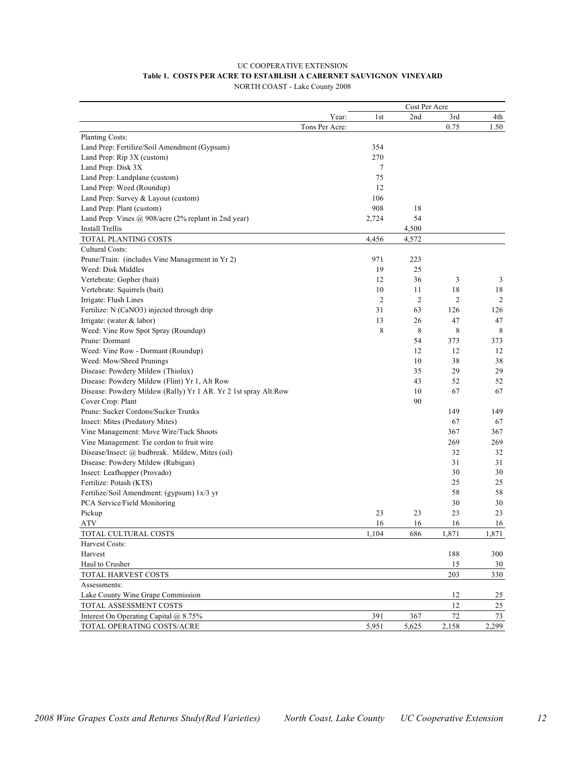UC COOPERATIVE EXTENSION

**Table 1. COSTS PER ACRE TO ESTABLISH A CABERNET SAUVIGNON VINEYARD**

NORTH COAST - Lake County 2008

| | Cost Per Acre | | | |
|---|---|---|---|---|
| Year: | 1st | 2nd | 3rd | 4th |
| Tons Per Acre: | | | 0.75 | 1.50 |
| Planting Costs: | | | | |
| Land Prep: Fertilize/Soil Amendment (Gypsum) | 354 | | | |
| Land Prep: Rip 3X (custom) | 270 | | | |
| Land Prep: Disk 3X | 7 | | | |
| Land Prep: Landplane (custom) | 75 | | | |
| Land Prep: Weed (Roundup) | 12 | | | |
| Land Prep: Survey & Layout (custom) | 106 | | | |
| Land Prep: Plant (custom) | 908 | 18 | | |
| Land Prep: Vines @ 908/acre (2% replant in 2nd year) | 2,724 | 54 | | |
| Install Trellis | | 4,500 | | |
| TOTAL PLANTING COSTS | 4,456 | 4,572 | | |
| Cultural Costs: | | | | |
| Prune/Train: (includes Vine Management in Yr 2) | 971 | 223 | | |
| Weed: Disk Middles | 19 | 25 | | |
| Vertebrate: Gopher (bait) | 12 | 36 | 3 | 3 |
| Vertebrate: Squirrels (bait) | 10 | 11 | 18 | 18 |
| Irrigate: Flush Lines | 2 | 2 | 2 | 2 |
| Fertilize: N (CaNO3) injected through drip | 31 | 63 | 126 | 126 |
| Irrigate: (water & labor) | 13 | 26 | 47 | 47 |
| Weed: Vine Row Spot Spray (Roundup) | 8 | 8 | 8 | 8 |
| Prune: Dormant | | 54 | 373 | 373 |
| Weed: Vine Row - Dormant (Roundup) | | 12 | 12 | 12 |
| Weed: Mow/Shred Prunings | | 10 | 38 | 38 |
| Disease: Powdery Mildew (Thiolux) | | 35 | 29 | 29 |
| Disease: Powdery Mildew (Flint) Yr 1, Alt Row | | 43 | 52 | 52 |
| Disease: Powdery Mildew (Rally) Yr 1 AR. Yr 2 1st spray Alt.Row | | 10 | 67 | 67 |
| Cover Crop: Plant | | 90 | | |
| Prune: Sucker Cordons/Sucker Trunks | | | 149 | 149 |
| Insect: Mites (Predatory Mites) | | | 67 | 67 |
| Vine Management: Move Wire/Tuck Shoots | | | 367 | 367 |
| Vine Management: Tie cordon to fruit wire | | | 269 | 269 |
| Disease/Insect: @ budbreak. Mildew, Mites (oil) | | | 32 | 32 |
| Disease: Powdery Mildew (Rubigan) | | | 31 | 31 |
| Insect: Leafhopper (Provado) | | | 30 | 30 |
| Fertilize: Potash (KTS) | | | 25 | 25 |
| Fertilize/Soil Amendment: (gypsum) 1x/3 yr | | | 58 | 58 |
| PCA Service/Field Monitoring | | | 30 | 30 |
| Pickup | 23 | 23 | 23 | 23 |
| ATV | 16 | 16 | 16 | 16 |
| TOTAL CULTURAL COSTS | 1,104 | 686 | 1,871 | 1,871 |
| Harvest Costs: | | | | |
| Harvest | | | 188 | 300 |
| Haul to Crusher | | | 15 | 30 |
| TOTAL HARVEST COSTS | | | 203 | 330 |
| Assessments: | | | | |
| Lake County Wine Grape Commission | | | 12 | 25 |
| TOTAL ASSESSMENT COSTS | | | 12 | 25 |
| Interest On Operating Capital @ 8.75% | 391 | 367 | 72 | 73 |
| TOTAL OPERATING COSTS/ACRE | 5,951 | 5,625 | 2,158 | 2,299 |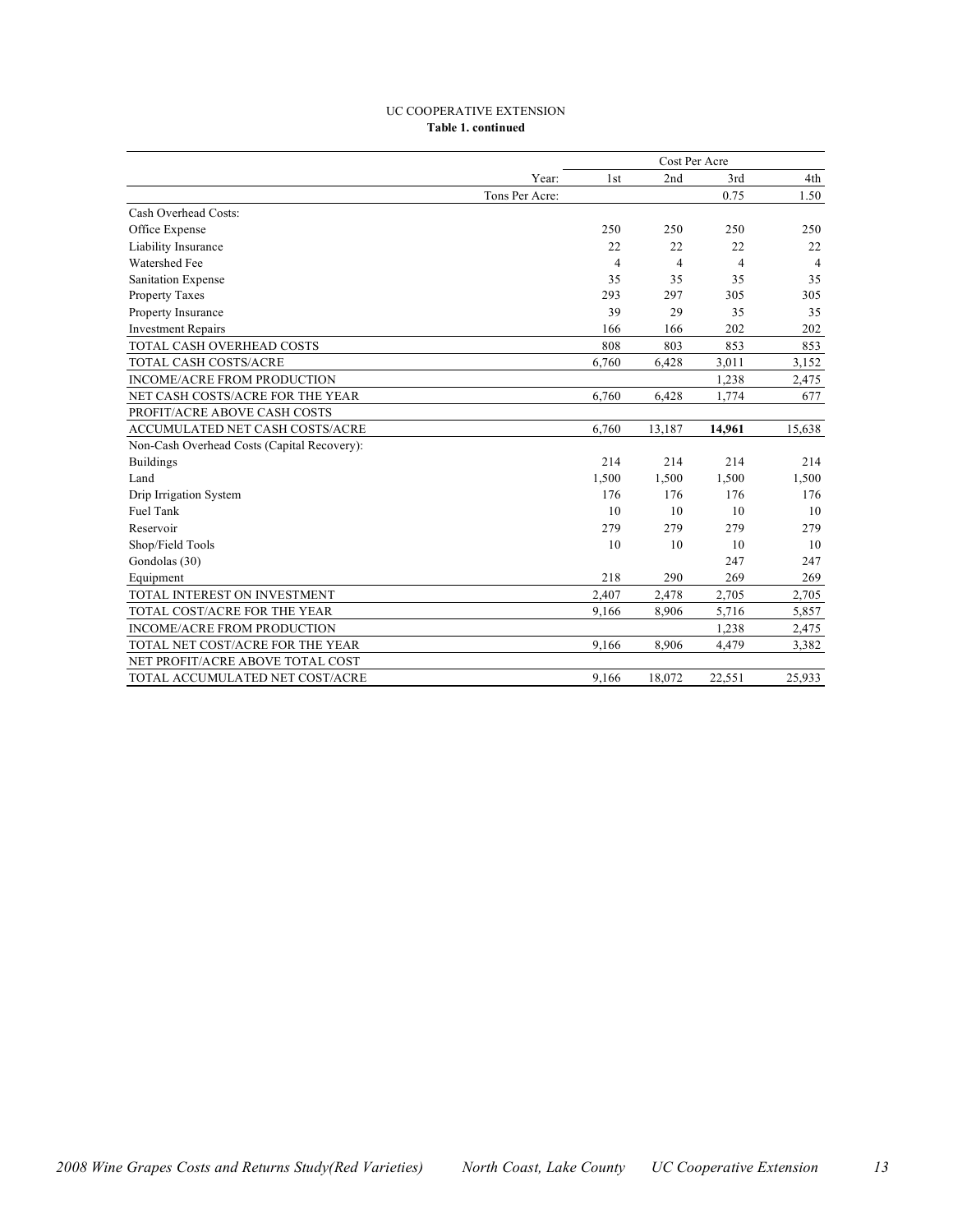UC COOPERATIVE EXTENSION

**Table 1. continued**

| | Cost Per Acre | | | |
|---|---|---|---|---|
| Year: | 1st | 2nd | 3rd | 4th |
| Tons Per Acre: | | | 0.75 | 1.50 |
| Cash Overhead Costs: | | | | |
| Office Expense | 250 | 250 | 250 | 250 |
| Liability Insurance | 22 | 22 | 22 | 22 |
| Watershed Fee | 4 | 4 | 4 | 4 |
| Sanitation Expense | 35 | 35 | 35 | 35 |
| Property Taxes | 293 | 297 | 305 | 305 |
| Property Insurance | 39 | 29 | 35 | 35 |
| Investment Repairs | 166 | 166 | 202 | 202 |
| TOTAL CASH OVERHEAD COSTS | 808 | 803 | 853 | 853 |
| TOTAL CASH COSTS/ACRE | 6,760 | 6,428 | 3,011 | 3,152 |
| INCOME/ACRE FROM PRODUCTION | | | 1,238 | 2,475 |
| NET CASH COSTS/ACRE FOR THE YEAR | 6,760 | 6,428 | 1,774 | 677 |
| PROFIT/ACRE ABOVE CASH COSTS | | | | |
| ACCUMULATED NET CASH COSTS/ACRE | 6,760 | 13,187 | **14,961** | 15,638 |
| Non-Cash Overhead Costs (Capital Recovery): | | | | |
| Buildings | 214 | 214 | 214 | 214 |
| Land | 1,500 | 1,500 | 1,500 | 1,500 |
| Drip Irrigation System | 176 | 176 | 176 | 176 |
| Fuel Tank | 10 | 10 | 10 | 10 |
| Reservoir | 279 | 279 | 279 | 279 |
| Shop/Field Tools | 10 | 10 | 10 | 10 |
| Gondolas (30) | | | 247 | 247 |
| Equipment | 218 | 290 | 269 | 269 |
| TOTAL INTEREST ON INVESTMENT | 2,407 | 2,478 | 2,705 | 2,705 |
| TOTAL COST/ACRE FOR THE YEAR | 9,166 | 8,906 | 5,716 | 5,857 |
| INCOME/ACRE FROM PRODUCTION | | | 1,238 | 2,475 |
| TOTAL NET COST/ACRE FOR THE YEAR | 9,166 | 8,906 | 4,479 | 3,382 |
| NET PROFIT/ACRE ABOVE TOTAL COST | | | | |
| TOTAL ACCUMULATED NET COST/ACRE | 9,166 | 18,072 | 22,551 | 25,933 |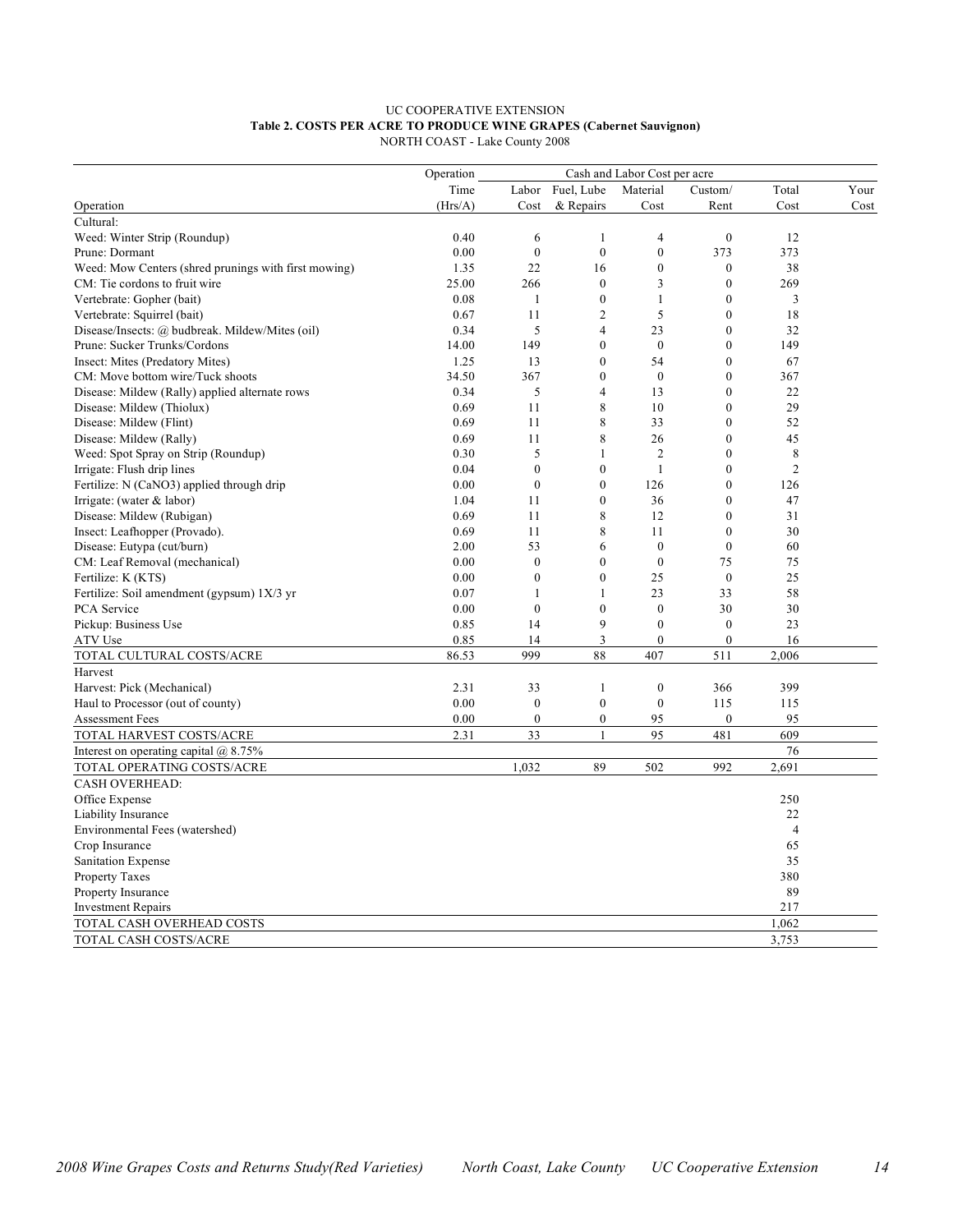UC COOPERATIVE EXTENSION

**Table 2. COSTS PER ACRE TO PRODUCE WINE GRAPES (Cabernet Sauvignon)**

NORTH COAST - Lake County 2008

| Operation | Operation Time (Hrs/A) | Cash and Labor Cost per acre Labor Cost | Fuel, Lube & Repairs | Material Cost | Custom/ Rent | Total Cost | Your Cost |
|---|---|---|---|---|---|---|---|
| Cultural: | | | | | | | |
| Weed: Winter Strip (Roundup) | 0.40 | 6 | 1 | 4 | 0 | 12 | |
| Prune: Dormant | 0.00 | 0 | 0 | 0 | 373 | 373 | |
| Weed: Mow Centers (shred prunings with first mowing) | 1.35 | 22 | 16 | 0 | 0 | 38 | |
| CM: Tie cordons to fruit wire | 25.00 | 266 | 0 | 3 | 0 | 269 | |
| Vertebrate: Gopher (bait) | 0.08 | 1 | 0 | 1 | 0 | 3 | |
| Vertebrate: Squirrel (bait) | 0.67 | 11 | 2 | 5 | 0 | 18 | |
| Disease/Insects: @ budbreak. Mildew/Mites (oil) | 0.34 | 5 | 4 | 23 | 0 | 32 | |
| Prune: Sucker Trunks/Cordons | 14.00 | 149 | 0 | 0 | 0 | 149 | |
| Insect: Mites (Predatory Mites) | 1.25 | 13 | 0 | 54 | 0 | 67 | |
| CM: Move bottom wire/Tuck shoots | 34.50 | 367 | 0 | 0 | 0 | 367 | |
| Disease: Mildew (Rally) applied alternate rows | 0.34 | 5 | 4 | 13 | 0 | 22 | |
| Disease: Mildew (Thiolux) | 0.69 | 11 | 8 | 10 | 0 | 29 | |
| Disease: Mildew (Flint) | 0.69 | 11 | 8 | 33 | 0 | 52 | |
| Disease: Mildew (Rally) | 0.69 | 11 | 8 | 26 | 0 | 45 | |
| Weed: Spot Spray on Strip (Roundup) | 0.30 | 5 | 1 | 2 | 0 | 8 | |
| Irrigate: Flush drip lines | 0.04 | 0 | 0 | 1 | 0 | 2 | |
| Fertilize: N (CaNO3) applied through drip | 0.00 | 0 | 0 | 126 | 0 | 126 | |
| Irrigate: (water & labor) | 1.04 | 11 | 0 | 36 | 0 | 47 | |
| Disease: Mildew (Rubigan) | 0.69 | 11 | 8 | 12 | 0 | 31 | |
| Insect: Leafhopper (Provado). | 0.69 | 11 | 8 | 11 | 0 | 30 | |
| Disease: Eutypa (cut/burn) | 2.00 | 53 | 6 | 0 | 0 | 60 | |
| CM: Leaf Removal (mechanical) | 0.00 | 0 | 0 | 0 | 75 | 75 | |
| Fertilize: K (KTS) | 0.00 | 0 | 0 | 25 | 0 | 25 | |
| Fertilize: Soil amendment (gypsum) 1X/3 yr | 0.07 | 1 | 1 | 23 | 33 | 58 | |
| PCA Service | 0.00 | 0 | 0 | 0 | 30 | 30 | |
| Pickup: Business Use | 0.85 | 14 | 9 | 0 | 0 | 23 | |
| ATV Use | 0.85 | 14 | 3 | 0 | 0 | 16 | |
| TOTAL CULTURAL COSTS/ACRE | 86.53 | 999 | 88 | 407 | 511 | 2,006 | |
| Harvest | | | | | | | |
| Harvest: Pick (Mechanical) | 2.31 | 33 | 1 | 0 | 366 | 399 | |
| Haul to Processor (out of county) | 0.00 | 0 | 0 | 0 | 115 | 115 | |
| Assessment Fees | 0.00 | 0 | 0 | 95 | 0 | 95 | |
| TOTAL HARVEST COSTS/ACRE | 2.31 | 33 | 1 | 95 | 481 | 609 | |
| Interest on operating capital @ 8.75% | | | | | | 76 | |
| TOTAL OPERATING COSTS/ACRE | | 1,032 | 89 | 502 | 992 | 2,691 | |
| CASH OVERHEAD: | | | | | | | |
| Office Expense | | | | | | 250 | |
| Liability Insurance | | | | | | 22 | |
| Environmental Fees (watershed) | | | | | | 4 | |
| Crop Insurance | | | | | | 65 | |
| Sanitation Expense | | | | | | 35 | |
| Property Taxes | | | | | | 380 | |
| Property Insurance | | | | | | 89 | |
| Investment Repairs | | | | | | 217 | |
| TOTAL CASH OVERHEAD COSTS | | | | | | 1,062 | |
| TOTAL CASH COSTS/ACRE | | | | | | 3,753 | |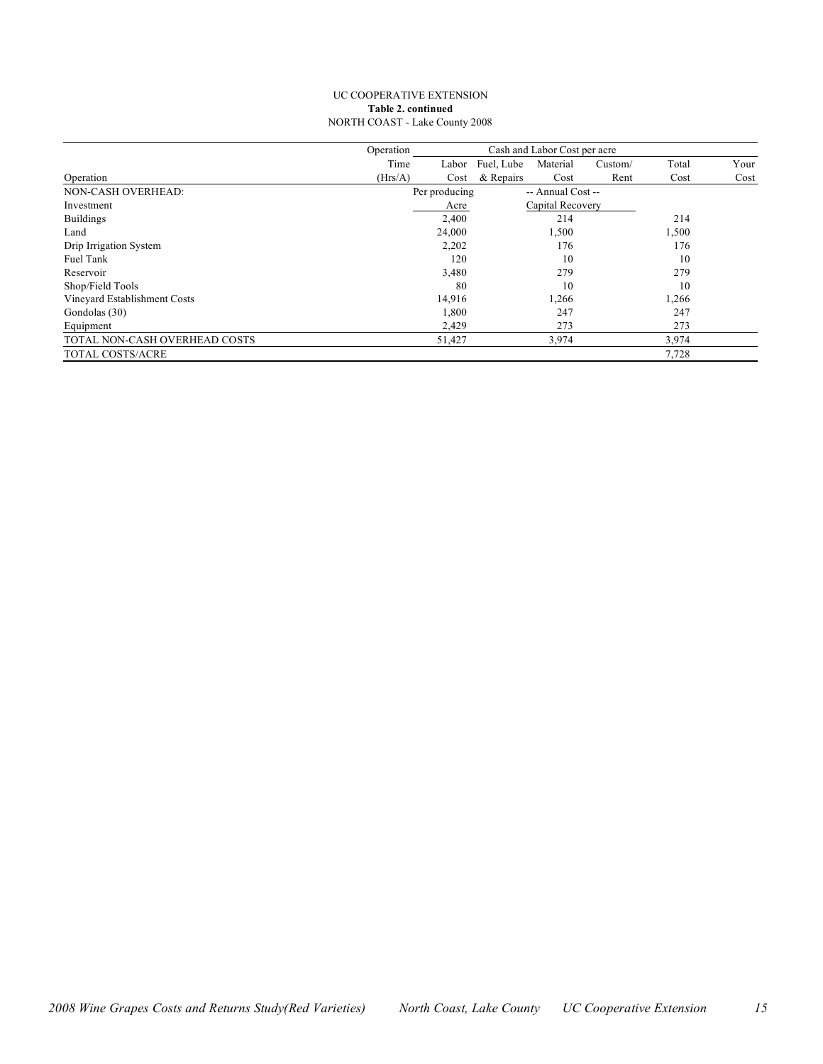UC COOPERATIVE EXTENSION

**Table 2. continued**

NORTH COAST - Lake County 2008

| | Operation | Cash and Labor Cost per acre | | | | | |
|---|---|---|---|---|---|---|---|
| | Time | Labor | Fuel, Lube | Material | Custom/ | Total | Your |
| Operation | (Hrs/A) | Cost | & Repairs | Cost | Rent | Cost | Cost |
| NON-CASH OVERHEAD: | | Per producing | | -- Annual Cost -- | | | |
| Investment | | Acre | | Capital Recovery | | | |
| Buildings | | 2,400 | | 214 | | 214 | |
| Land | | 24,000 | | 1,500 | | 1,500 | |
| Drip Irrigation System | | 2,202 | | 176 | | 176 | |
| Fuel Tank | | 120 | | 10 | | 10 | |
| Reservoir | | 3,480 | | 279 | | 279 | |
| Shop/Field Tools | | 80 | | 10 | | 10 | |
| Vineyard Establishment Costs | | 14,916 | | 1,266 | | 1,266 | |
| Gondolas (30) | | 1,800 | | 247 | | 247 | |
| Equipment | | 2,429 | | 273 | | 273 | |
| TOTAL NON-CASH OVERHEAD COSTS | | 51,427 | | 3,974 | | 3,974 | |
| TOTAL COSTS/ACRE | | | | | | 7,728 | |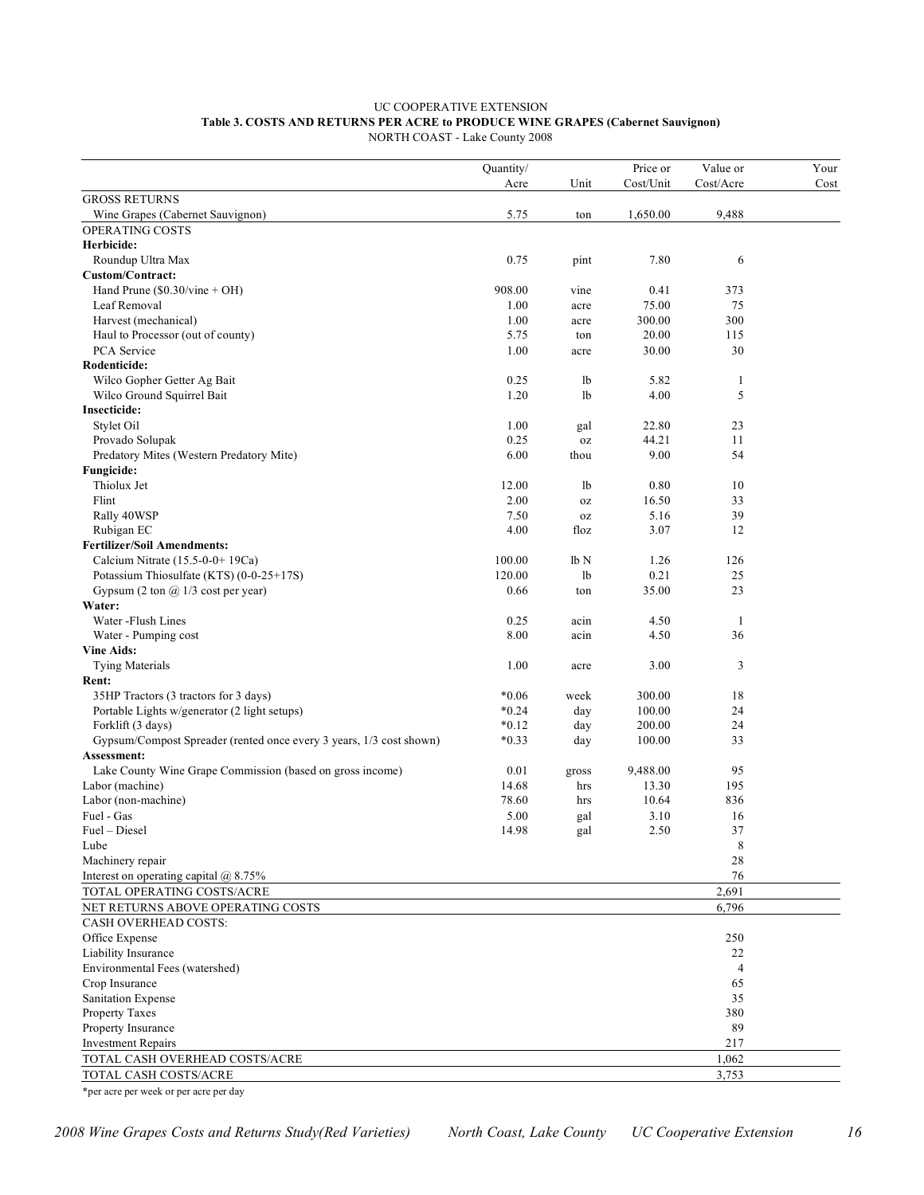UC COOPERATIVE EXTENSION

**Table 3. COSTS AND RETURNS PER ACRE to PRODUCE WINE GRAPES (Cabernet Sauvignon)**

NORTH COAST - Lake County 2008

| | Quantity/ Acre | Unit | Price or Cost/Unit | Value or Cost/Acre | Your Cost |
|---|---|---|---|---|---|
| GROSS RETURNS | | | | | |
| Wine Grapes (Cabernet Sauvignon) | 5.75 | ton | 1,650.00 | 9,488 | |
| OPERATING COSTS | | | | | |
| **Herbicide:** | | | | | |
| Roundup Ultra Max | 0.75 | pint | 7.80 | 6 | |
| **Custom/Contract:** | | | | | |
| Hand Prune ($0.30/vine + OH) | 908.00 | vine | 0.41 | 373 | |
| Leaf Removal | 1.00 | acre | 75.00 | 75 | |
| Harvest (mechanical) | 1.00 | acre | 300.00 | 300 | |
| Haul to Processor (out of county) | 5.75 | ton | 20.00 | 115 | |
| PCA Service | 1.00 | acre | 30.00 | 30 | |
| **Rodenticide:** | | | | | |
| Wilco Gopher Getter Ag Bait | 0.25 | lb | 5.82 | 1 | |
| Wilco Ground Squirrel Bait | 1.20 | lb | 4.00 | 5 | |
| **Insecticide:** | | | | | |
| Stylet Oil | 1.00 | gal | 22.80 | 23 | |
| Provado Solupak | 0.25 | oz | 44.21 | 11 | |
| Predatory Mites (Western Predatory Mite) | 6.00 | thou | 9.00 | 54 | |
| **Fungicide:** | | | | | |
| Thiolux Jet | 12.00 | lb | 0.80 | 10 | |
| Flint | 2.00 | oz | 16.50 | 33 | |
| Rally 40WSP | 7.50 | oz | 5.16 | 39 | |
| Rubigan EC | 4.00 | floz | 3.07 | 12 | |
| **Fertilizer/Soil Amendments:** | | | | | |
| Calcium Nitrate (15.5-0-0+ 19Ca) | 100.00 | lb N | 1.26 | 126 | |
| Potassium Thiosulfate (KTS) (0-0-25+17S) | 120.00 | lb | 0.21 | 25 | |
| Gypsum (2 ton @ 1/3 cost per year) | 0.66 | ton | 35.00 | 23 | |
| **Water:** | | | | | |
| Water -Flush Lines | 0.25 | acin | 4.50 | 1 | |
| Water - Pumping cost | 8.00 | acin | 4.50 | 36 | |
| **Vine Aids:** | | | | | |
| Tying Materials | 1.00 | acre | 3.00 | 3 | |
| **Rent:** | | | | | |
| 35HP Tractors (3 tractors for 3 days) | *0.06 | week | 300.00 | 18 | |
| Portable Lights w/generator (2 light setups) | *0.24 | day | 100.00 | 24 | |
| Forklift (3 days) | *0.12 | day | 200.00 | 24 | |
| Gypsum/Compost Spreader (rented once every 3 years, 1/3 cost shown) | *0.33 | day | 100.00 | 33 | |
| **Assessment:** | | | | | |
| Lake County Wine Grape Commission (based on gross income) | 0.01 | gross | 9,488.00 | 95 | |
| Labor (machine) | 14.68 | hrs | 13.30 | 195 | |
| Labor (non-machine) | 78.60 | hrs | 10.64 | 836 | |
| Fuel - Gas | 5.00 | gal | 3.10 | 16 | |
| Fuel – Diesel | 14.98 | gal | 2.50 | 37 | |
| Lube | | | | 8 | |
| Machinery repair | | | | 28 | |
| Interest on operating capital @ 8.75% | | | | 76 | |
| TOTAL OPERATING COSTS/ACRE | | | | 2,691 | |
| NET RETURNS ABOVE OPERATING COSTS | | | | 6,796 | |
| CASH OVERHEAD COSTS: | | | | | |
| Office Expense | | | | 250 | |
| Liability Insurance | | | | 22 | |
| Environmental Fees (watershed) | | | | 4 | |
| Crop Insurance | | | | 65 | |
| Sanitation Expense | | | | 35 | |
| Property Taxes | | | | 380 | |
| Property Insurance | | | | 89 | |
| Investment Repairs | | | | 217 | |
| TOTAL CASH OVERHEAD COSTS/ACRE | | | | 1,062 | |
| TOTAL CASH COSTS/ACRE | | | | 3,753 | |

*per acre per week or per acre per day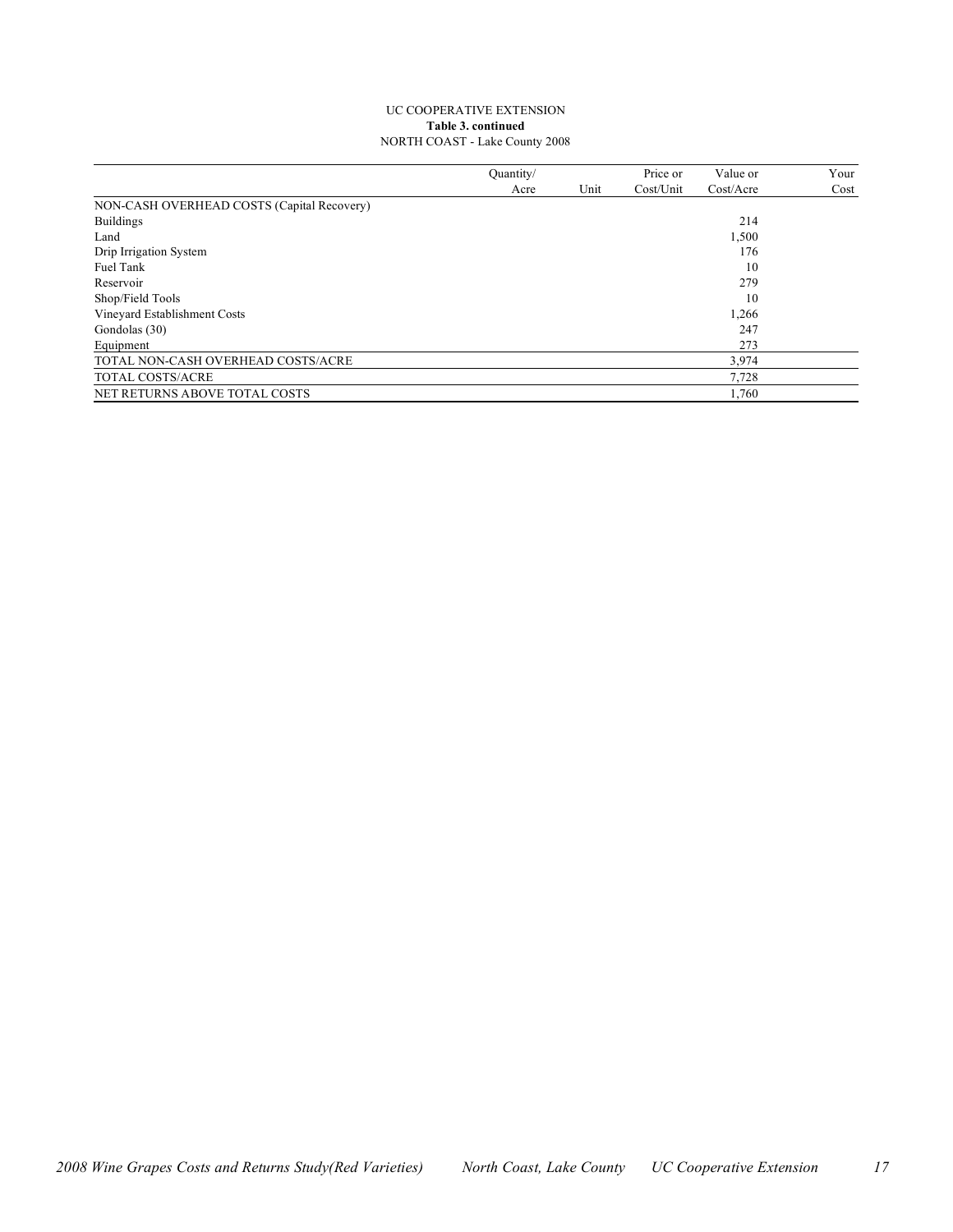UC COOPERATIVE EXTENSION
**Table 3. continued**
NORTH COAST - Lake County 2008

| | Quantity/ Acre | Unit | Price or Cost/Unit | Value or Cost/Acre | Your Cost |
|---|---|---|---|---|---|
| NON-CASH OVERHEAD COSTS (Capital Recovery) | | | | | |
| Buildings | | | | 214 | |
| Land | | | | 1,500 | |
| Drip Irrigation System | | | | 176 | |
| Fuel Tank | | | | 10 | |
| Reservoir | | | | 279 | |
| Shop/Field Tools | | | | 10 | |
| Vineyard Establishment Costs | | | | 1,266 | |
| Gondolas (30) | | | | 247 | |
| Equipment | | | | 273 | |
| TOTAL NON-CASH OVERHEAD COSTS/ACRE | | | | 3,974 | |
| TOTAL COSTS/ACRE | | | | 7,728 | |
| NET RETURNS ABOVE TOTAL COSTS | | | | 1,760 | |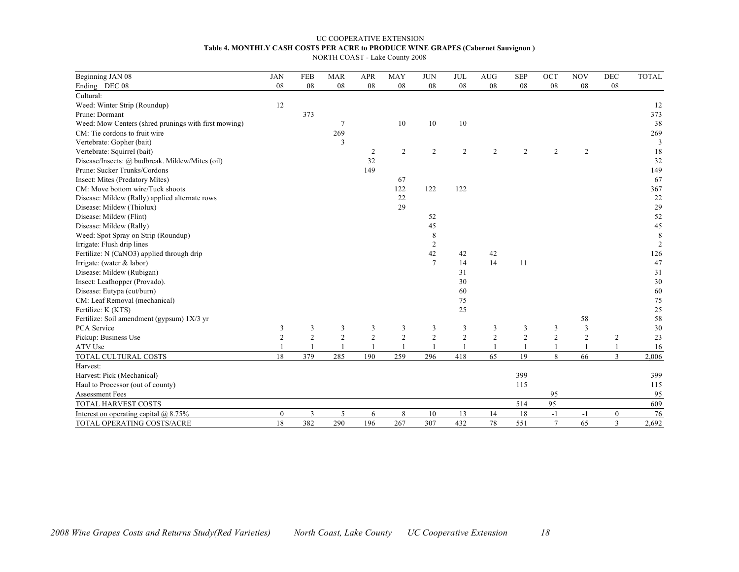UC COOPERATIVE EXTENSION

**Table 4. MONTHLY CASH COSTS PER ACRE to PRODUCE WINE GRAPES (Cabernet Sauvignon )**

NORTH COAST - Lake County 2008

| Beginning JAN 08<br>Ending DEC 08 | JAN<br>08 | FEB<br>08 | MAR<br>08 | APR<br>08 | MAY<br>08 | JUN<br>08 | JUL<br>08 | AUG<br>08 | SEP<br>08 | OCT<br>08 | NOV<br>08 | DEC<br>08 | TOTAL |
|---|---|---|---|---|---|---|---|---|---|---|---|---|---|
| Cultural: | | | | | | | | | | | | | |
| Weed: Winter Strip (Roundup) | 12 | | | | | | | | | | | | 12 |
| Prune: Dormant | | 373 | | | | | | | | | | | 373 |
| Weed: Mow Centers (shred prunings with first mowing) | | | 7 | | 10 | 10 | 10 | | | | | | 38 |
| CM: Tie cordons to fruit wire | | | 269 | | | | | | | | | | 269 |
| Vertebrate: Gopher (bait) | | | 3 | | | | | | | | | | 3 |
| Vertebrate: Squirrel (bait) | | | | 2 | 2 | 2 | 2 | 2 | 2 | 2 | 2 | | 18 |
| Disease/Insects: @ budbreak. Mildew/Mites (oil) | | | | 32 | | | | | | | | | 32 |
| Prune: Sucker Trunks/Cordons | | | | 149 | | | | | | | | | 149 |
| Insect: Mites (Predatory Mites) | | | | | 67 | | | | | | | | 67 |
| CM: Move bottom wire/Tuck shoots | | | | | 122 | 122 | 122 | | | | | | 367 |
| Disease: Mildew (Rally) applied alternate rows | | | | | 22 | | | | | | | | 22 |
| Disease: Mildew (Thiolux) | | | | | 29 | | | | | | | | 29 |
| Disease: Mildew (Flint) | | | | | | 52 | | | | | | | 52 |
| Disease: Mildew (Rally) | | | | | | 45 | | | | | | | 45 |
| Weed: Spot Spray on Strip (Roundup) | | | | | | 8 | | | | | | | 8 |
| Irrigate: Flush drip lines | | | | | | 2 | | | | | | | 2 |
| Fertilize: N (CaNO3) applied through drip | | | | | | 42 | 42 | 42 | | | | | 126 |
| Irrigate: (water & labor) | | | | | | 7 | 14 | 14 | 11 | | | | 47 |
| Disease: Mildew (Rubigan) | | | | | | | 31 | | | | | | 31 |
| Insect: Leafhopper (Provado). | | | | | | | 30 | | | | | | 30 |
| Disease: Eutypa (cut/burn) | | | | | | | 60 | | | | | | 60 |
| CM: Leaf Removal (mechanical) | | | | | | | 75 | | | | | | 75 |
| Fertilize: K (KTS) | | | | | | | 25 | | | | | | 25 |
| Fertilize: Soil amendment (gypsum) 1X/3 yr | | | | | | | | | | | 58 | | 58 |
| PCA Service | 3 | 3 | 3 | 3 | 3 | 3 | 3 | 3 | 3 | 3 | 3 | | 30 |
| Pickup: Business Use | 2 | 2 | 2 | 2 | 2 | 2 | 2 | 2 | 2 | 2 | 2 | 2 | 23 |
| ATV Use | 1 | 1 | 1 | 1 | 1 | 1 | 1 | 1 | 1 | 1 | 1 | 1 | 16 |
| TOTAL CULTURAL COSTS | 18 | 379 | 285 | 190 | 259 | 296 | 418 | 65 | 19 | 8 | 66 | 3 | 2,006 |
| Harvest: | | | | | | | | | | | | | |
| Harvest: Pick (Mechanical) | | | | | | | | | 399 | | | | 399 |
| Haul to Processor (out of county) | | | | | | | | | 115 | | | | 115 |
| Assessment Fees | | | | | | | | | | 95 | | | 95 |
| TOTAL HARVEST COSTS | | | | | | | | | 514 | 95 | | | 609 |
| Interest on operating capital @ 8.75% | 0 | 3 | 5 | 6 | 8 | 10 | 13 | 14 | 18 | -1 | -1 | 0 | 76 |
| TOTAL OPERATING COSTS/ACRE | 18 | 382 | 290 | 196 | 267 | 307 | 432 | 78 | 551 | 7 | 65 | 3 | 2,692 |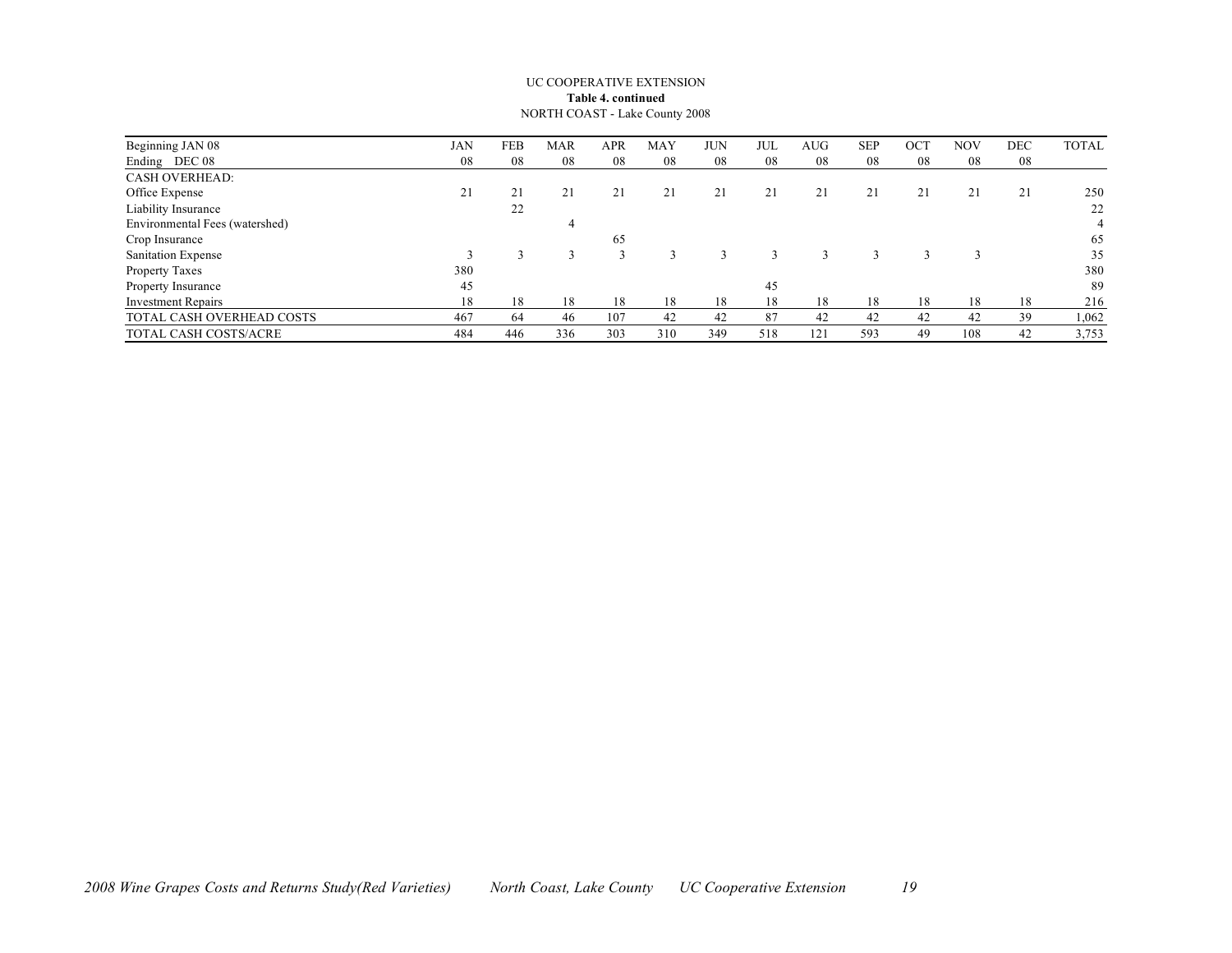UC COOPERATIVE EXTENSION
**Table 4. continued**
NORTH COAST - Lake County 2008

| Beginning JAN 08<br>Ending DEC 08 | JAN<br>08 | FEB<br>08 | MAR<br>08 | APR<br>08 | MAY<br>08 | JUN<br>08 | JUL<br>08 | AUG<br>08 | SEP<br>08 | OCT<br>08 | NOV<br>08 | DEC<br>08 | TOTAL |
|---|---|---|---|---|---|---|---|---|---|---|---|---|---|
| CASH OVERHEAD: | | | | | | | | | | | | | |
| Office Expense | 21 | 21 | 21 | 21 | 21 | 21 | 21 | 21 | 21 | 21 | 21 | 21 | 250 |
| Liability Insurance | | 22 | | | | | | | | | | | 22 |
| Environmental Fees (watershed) | | | 4 | | | | | | | | | | 4 |
| Crop Insurance | | | | 65 | | | | | | | | | 65 |
| Sanitation Expense | 3 | 3 | 3 | 3 | 3 | 3 | 3 | 3 | 3 | 3 | 3 | | 35 |
| Property Taxes | 380 | | | | | | | | | | | | 380 |
| Property Insurance | 45 | | | | | | 45 | | | | | | 89 |
| Investment Repairs | 18 | 18 | 18 | 18 | 18 | 18 | 18 | 18 | 18 | 18 | 18 | 18 | 216 |
| TOTAL CASH OVERHEAD COSTS | 467 | 64 | 46 | 107 | 42 | 42 | 87 | 42 | 42 | 42 | 42 | 39 | 1,062 |
| TOTAL CASH COSTS/ACRE | 484 | 446 | 336 | 303 | 310 | 349 | 518 | 121 | 593 | 49 | 108 | 42 | 3,753 |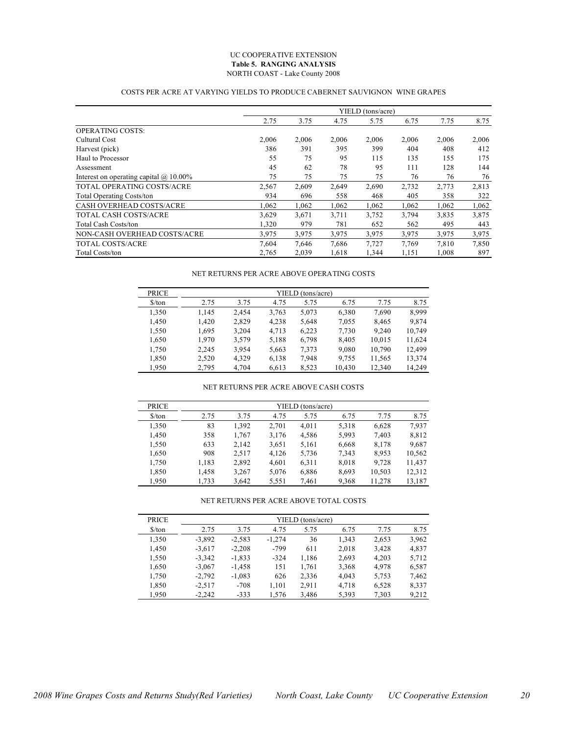UC COOPERATIVE EXTENSION

**Table 5. RANGING ANALYSIS**

NORTH COAST - Lake County 2008

COSTS PER ACRE AT VARYING YIELDS TO PRODUCE CABERNET SAUVIGNON WINE GRAPES

| | YIELD (tons/acre) | | | | | | |
|---|---|---|---|---|---|---|---|
| | 2.75 | 3.75 | 4.75 | 5.75 | 6.75 | 7.75 | 8.75 |
| OPERATING COSTS: | | | | | | | |
| Cultural Cost | 2,006 | 2,006 | 2,006 | 2,006 | 2,006 | 2,006 | 2,006 |
| Harvest (pick) | 386 | 391 | 395 | 399 | 404 | 408 | 412 |
| Haul to Processor | 55 | 75 | 95 | 115 | 135 | 155 | 175 |
| Assessment | 45 | 62 | 78 | 95 | 111 | 128 | 144 |
| Interest on operating capital @ 10.00% | 75 | 75 | 75 | 75 | 76 | 76 | 76 |
| TOTAL OPERATING COSTS/ACRE | 2,567 | 2,609 | 2,649 | 2,690 | 2,732 | 2,773 | 2,813 |
| Total Operating Costs/ton | 934 | 696 | 558 | 468 | 405 | 358 | 322 |
| CASH OVERHEAD COSTS/ACRE | 1,062 | 1,062 | 1,062 | 1,062 | 1,062 | 1,062 | 1,062 |
| TOTAL CASH COSTS/ACRE | 3,629 | 3,671 | 3,711 | 3,752 | 3,794 | 3,835 | 3,875 |
| Total Cash Costs/ton | 1,320 | 979 | 781 | 652 | 562 | 495 | 443 |
| NON-CASH OVERHEAD COSTS/ACRE | 3,975 | 3,975 | 3,975 | 3,975 | 3,975 | 3,975 | 3,975 |
| TOTAL COSTS/ACRE | 7,604 | 7,646 | 7,686 | 7,727 | 7,769 | 7,810 | 7,850 |
| Total Costs/ton | 2,765 | 2,039 | 1,618 | 1,344 | 1,151 | 1,008 | 897 |

NET RETURNS PER ACRE ABOVE OPERATING COSTS

| PRICE | YIELD (tons/acre) | | | | | | |
|---|---|---|---|---|---|---|---|
| $/ton | 2.75 | 3.75 | 4.75 | 5.75 | 6.75 | 7.75 | 8.75 |
| 1,350 | 1,145 | 2,454 | 3,763 | 5,073 | 6,380 | 7,690 | 8,999 |
| 1,450 | 1,420 | 2,829 | 4,238 | 5,648 | 7,055 | 8,465 | 9,874 |
| 1,550 | 1,695 | 3,204 | 4,713 | 6,223 | 7,730 | 9,240 | 10,749 |
| 1,650 | 1,970 | 3,579 | 5,188 | 6,798 | 8,405 | 10,015 | 11,624 |
| 1,750 | 2,245 | 3,954 | 5,663 | 7,373 | 9,080 | 10,790 | 12,499 |
| 1,850 | 2,520 | 4,329 | 6,138 | 7,948 | 9,755 | 11,565 | 13,374 |
| 1,950 | 2,795 | 4,704 | 6,613 | 8,523 | 10,430 | 12,340 | 14,249 |

NET RETURNS PER ACRE ABOVE CASH COSTS

| PRICE | YIELD (tons/acre) | | | | | | |
|---|---|---|---|---|---|---|---|
| $/ton | 2.75 | 3.75 | 4.75 | 5.75 | 6.75 | 7.75 | 8.75 |
| 1,350 | 83 | 1,392 | 2,701 | 4,011 | 5,318 | 6,628 | 7,937 |
| 1,450 | 358 | 1,767 | 3,176 | 4,586 | 5,993 | 7,403 | 8,812 |
| 1,550 | 633 | 2,142 | 3,651 | 5,161 | 6,668 | 8,178 | 9,687 |
| 1,650 | 908 | 2,517 | 4,126 | 5,736 | 7,343 | 8,953 | 10,562 |
| 1,750 | 1,183 | 2,892 | 4,601 | 6,311 | 8,018 | 9,728 | 11,437 |
| 1,850 | 1,458 | 3,267 | 5,076 | 6,886 | 8,693 | 10,503 | 12,312 |
| 1,950 | 1,733 | 3,642 | 5,551 | 7,461 | 9,368 | 11,278 | 13,187 |

NET RETURNS PER ACRE ABOVE TOTAL COSTS

| PRICE | YIELD (tons/acre) | | | | | | |
|---|---|---|---|---|---|---|---|
| $/ton | 2.75 | 3.75 | 4.75 | 5.75 | 6.75 | 7.75 | 8.75 |
| 1,350 | -3,892 | -2,583 | -1,274 | 36 | 1,343 | 2,653 | 3,962 |
| 1,450 | -3,617 | -2,208 | -799 | 611 | 2,018 | 3,428 | 4,837 |
| 1,550 | -3,342 | -1,833 | -324 | 1,186 | 2,693 | 4,203 | 5,712 |
| 1,650 | -3,067 | -1,458 | 151 | 1,761 | 3,368 | 4,978 | 6,587 |
| 1,750 | -2,792 | -1,083 | 626 | 2,336 | 4,043 | 5,753 | 7,462 |
| 1,850 | -2,517 | -708 | 1,101 | 2,911 | 4,718 | 6,528 | 8,337 |
| 1,950 | -2,242 | -333 | 1,576 | 3,486 | 5,393 | 7,303 | 9,212 |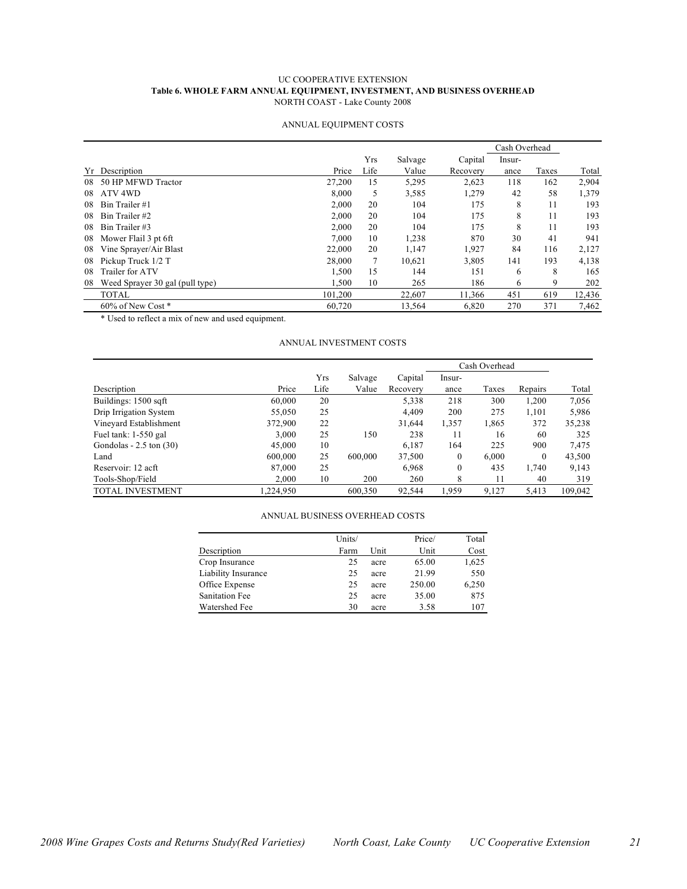UC COOPERATIVE EXTENSION

**Table 6. WHOLE FARM ANNUAL EQUIPMENT, INVESTMENT, AND BUSINESS OVERHEAD**

NORTH COAST - Lake County 2008

ANNUAL EQUIPMENT COSTS

| | | | | | | Cash Overhead | | |
|---|---|---|---|---|---|---|---|---|
| Yr | Description | Price | Yrs Life | Salvage Value | Capital Recovery | Insur-ance | Taxes | Total |
| 08 | 50 HP MFWD Tractor | 27,200 | 15 | 5,295 | 2,623 | 118 | 162 | 2,904 |
| 08 | ATV 4WD | 8,000 | 5 | 3,585 | 1,279 | 42 | 58 | 1,379 |
| 08 | Bin Trailer #1 | 2,000 | 20 | 104 | 175 | 8 | 11 | 193 |
| 08 | Bin Trailer #2 | 2,000 | 20 | 104 | 175 | 8 | 11 | 193 |
| 08 | Bin Trailer #3 | 2,000 | 20 | 104 | 175 | 8 | 11 | 193 |
| 08 | Mower Flail 3 pt 6ft | 7,000 | 10 | 1,238 | 870 | 30 | 41 | 941 |
| 08 | Vine Sprayer/Air Blast | 22,000 | 20 | 1,147 | 1,927 | 84 | 116 | 2,127 |
| 08 | Pickup Truck 1/2 T | 28,000 | 7 | 10,621 | 3,805 | 141 | 193 | 4,138 |
| 08 | Trailer for ATV | 1,500 | 15 | 144 | 151 | 6 | 8 | 165 |
| 08 | Weed Sprayer 30 gal (pull type) | 1,500 | 10 | 265 | 186 | 6 | 9 | 202 |
| | TOTAL | 101,200 | | 22,607 | 11,366 | 451 | 619 | 12,436 |
| | 60% of New Cost * | 60,720 | | 13,564 | 6,820 | 270 | 371 | 7,462 |

\* Used to reflect a mix of new and used equipment.

ANNUAL INVESTMENT COSTS

| | | | | | Cash Overhead | | | |
|---|---|---|---|---|---|---|---|---|
| Description | Price | Yrs Life | Salvage Value | Capital Recovery | Insur-ance | Taxes | Repairs | Total |
| Buildings: 1500 sqft | 60,000 | 20 | | 5,338 | 218 | 300 | 1,200 | 7,056 |
| Drip Irrigation System | 55,050 | 25 | | 4,409 | 200 | 275 | 1,101 | 5,986 |
| Vineyard Establishment | 372,900 | 22 | | 31,644 | 1,357 | 1,865 | 372 | 35,238 |
| Fuel tank: 1-550 gal | 3,000 | 25 | 150 | 238 | 11 | 16 | 60 | 325 |
| Gondolas - 2.5 ton (30) | 45,000 | 10 | | 6,187 | 164 | 225 | 900 | 7,475 |
| Land | 600,000 | 25 | 600,000 | 37,500 | 0 | 6,000 | 0 | 43,500 |
| Reservoir: 12 acft | 87,000 | 25 | | 6,968 | 0 | 435 | 1,740 | 9,143 |
| Tools-Shop/Field | 2,000 | 10 | 200 | 260 | 8 | 11 | 40 | 319 |
| TOTAL INVESTMENT | 1,224,950 | | 600,350 | 92,544 | 1,959 | 9,127 | 5,413 | 109,042 |

ANNUAL BUSINESS OVERHEAD COSTS

| Description | Units/ Farm | Unit | Price/ Unit | Total Cost |
|---|---|---|---|---|
| Crop Insurance | 25 | acre | 65.00 | 1,625 |
| Liability Insurance | 25 | acre | 21.99 | 550 |
| Office Expense | 25 | acre | 250.00 | 6,250 |
| Sanitation Fee | 25 | acre | 35.00 | 875 |
| Watershed Fee | 30 | acre | 3.58 | 107 |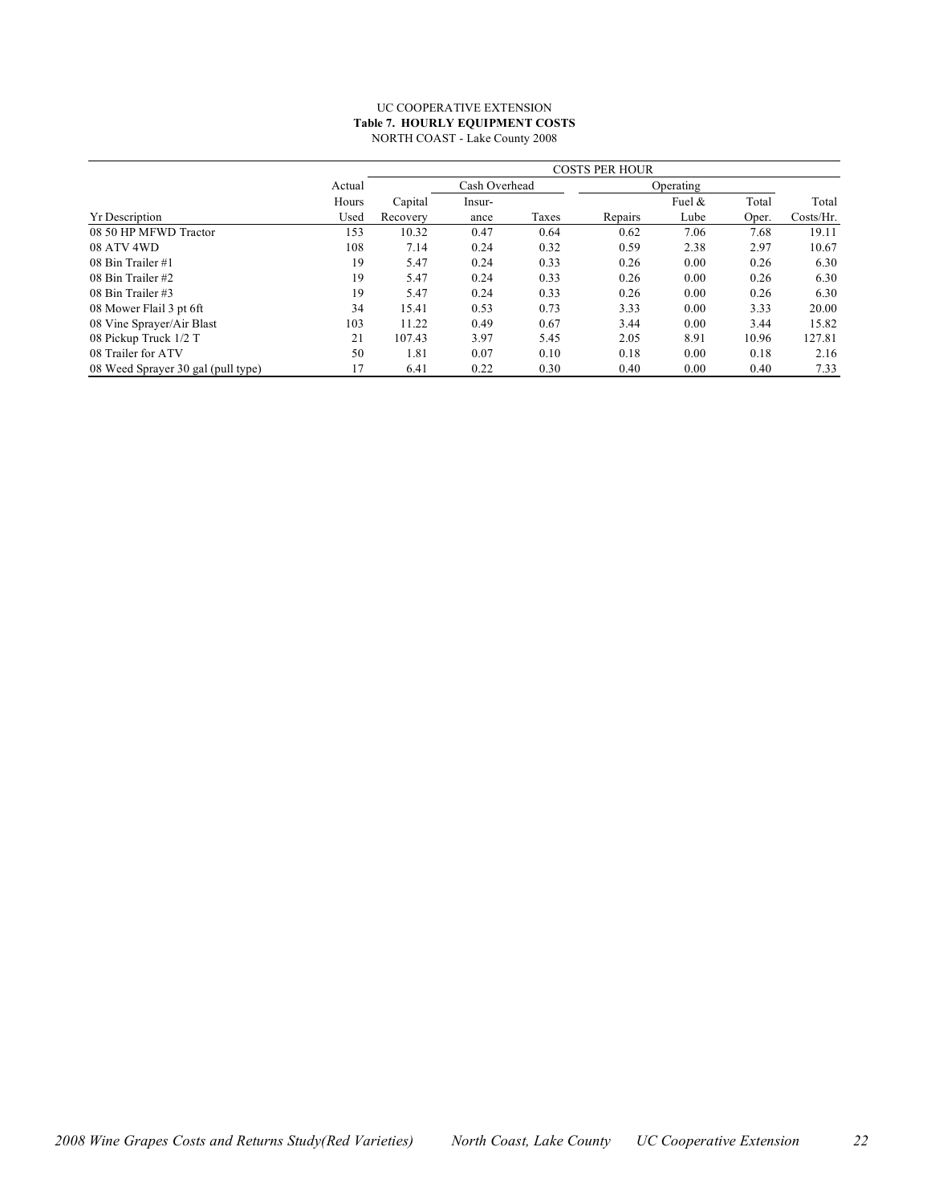UC COOPERATIVE EXTENSION

**Table 7. HOURLY EQUIPMENT COSTS**

NORTH COAST - Lake County 2008

| | | COSTS PER HOUR | | | | | | |
|---|---|---|---|---|---|---|---|---|
| | Actual | | Cash Overhead | | Operating | | | |
| Yr Description | Hours Used | Capital Recovery | Insur-ance | Taxes | Repairs | Fuel & Lube | Total Oper. | Total Costs/Hr. |
| 08 50 HP MFWD Tractor | 153 | 10.32 | 0.47 | 0.64 | 0.62 | 7.06 | 7.68 | 19.11 |
| 08 ATV 4WD | 108 | 7.14 | 0.24 | 0.32 | 0.59 | 2.38 | 2.97 | 10.67 |
| 08 Bin Trailer #1 | 19 | 5.47 | 0.24 | 0.33 | 0.26 | 0.00 | 0.26 | 6.30 |
| 08 Bin Trailer #2 | 19 | 5.47 | 0.24 | 0.33 | 0.26 | 0.00 | 0.26 | 6.30 |
| 08 Bin Trailer #3 | 19 | 5.47 | 0.24 | 0.33 | 0.26 | 0.00 | 0.26 | 6.30 |
| 08 Mower Flail 3 pt 6ft | 34 | 15.41 | 0.53 | 0.73 | 3.33 | 0.00 | 3.33 | 20.00 |
| 08 Vine Sprayer/Air Blast | 103 | 11.22 | 0.49 | 0.67 | 3.44 | 0.00 | 3.44 | 15.82 |
| 08 Pickup Truck 1/2 T | 21 | 107.43 | 3.97 | 5.45 | 2.05 | 8.91 | 10.96 | 127.81 |
| 08 Trailer for ATV | 50 | 1.81 | 0.07 | 0.10 | 0.18 | 0.00 | 0.18 | 2.16 |
| 08 Weed Sprayer 30 gal (pull type) | 17 | 6.41 | 0.22 | 0.30 | 0.40 | 0.00 | 0.40 | 7.33 |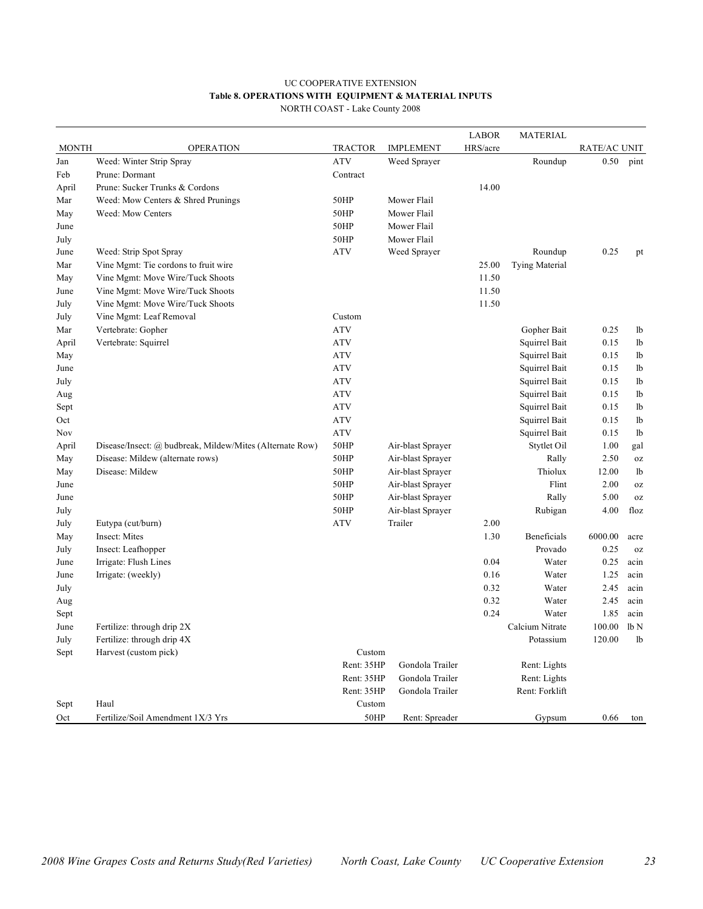UC COOPERATIVE EXTENSION

**Table 8. OPERATIONS WITH EQUIPMENT & MATERIAL INPUTS**

NORTH COAST - Lake County 2008

| MONTH | OPERATION | TRACTOR | IMPLEMENT | LABOR HRS/acre | MATERIAL | RATE/AC | UNIT |
|---|---|---|---|---|---|---|---|
| Jan | Weed: Winter Strip Spray | ATV | Weed Sprayer | | Roundup | 0.50 | pint |
| Feb | Prune: Dormant | Contract | | | | | |
| April | Prune: Sucker Trunks & Cordons | | | 14.00 | | | |
| Mar | Weed: Mow Centers & Shred Prunings | 50HP | Mower Flail | | | | |
| May | Weed: Mow Centers | 50HP | Mower Flail | | | | |
| June | | 50HP | Mower Flail | | | | |
| July | | 50HP | Mower Flail | | | | |
| June | Weed: Strip Spot Spray | ATV | Weed Sprayer | | Roundup | 0.25 | pt |
| Mar | Vine Mgmt: Tie cordons to fruit wire | | | 25.00 | Tying Material | | |
| May | Vine Mgmt: Move Wire/Tuck Shoots | | | 11.50 | | | |
| June | Vine Mgmt: Move Wire/Tuck Shoots | | | 11.50 | | | |
| July | Vine Mgmt: Move Wire/Tuck Shoots | | | 11.50 | | | |
| July | Vine Mgmt: Leaf Removal | Custom | | | | | |
| Mar | Vertebrate: Gopher | ATV | | | Gopher Bait | 0.25 | lb |
| April | Vertebrate: Squirrel | ATV | | | Squirrel Bait | 0.15 | lb |
| May | | ATV | | | Squirrel Bait | 0.15 | lb |
| June | | ATV | | | Squirrel Bait | 0.15 | lb |
| July | | ATV | | | Squirrel Bait | 0.15 | lb |
| Aug | | ATV | | | Squirrel Bait | 0.15 | lb |
| Sept | | ATV | | | Squirrel Bait | 0.15 | lb |
| Oct | | ATV | | | Squirrel Bait | 0.15 | lb |
| Nov | | ATV | | | Squirrel Bait | 0.15 | lb |
| April | Disease/Insect: @ budbreak, Mildew/Mites (Alternate Row) | 50HP | Air-blast Sprayer | | Stylet Oil | 1.00 | gal |
| May | Disease: Mildew (alternate rows) | 50HP | Air-blast Sprayer | | Rally | 2.50 | oz |
| May | Disease: Mildew | 50HP | Air-blast Sprayer | | Thiolux | 12.00 | lb |
| June | | 50HP | Air-blast Sprayer | | Flint | 2.00 | oz |
| June | | 50HP | Air-blast Sprayer | | Rally | 5.00 | oz |
| July | | 50HP | Air-blast Sprayer | | Rubigan | 4.00 | floz |
| July | Eutypa (cut/burn) | ATV | Trailer | 2.00 | | | |
| May | Insect: Mites | | | 1.30 | Beneficials | 6000.00 | acre |
| July | Insect: Leafhopper | | | | Provado | 0.25 | oz |
| June | Irrigate: Flush Lines | | | 0.04 | Water | 0.25 | acin |
| June | Irrigate: (weekly) | | | 0.16 | Water | 1.25 | acin |
| July | | | | 0.32 | Water | 2.45 | acin |
| Aug | | | | 0.32 | Water | 2.45 | acin |
| Sept | | | | 0.24 | Water | 1.85 | acin |
| June | Fertilize: through drip 2X | | | | Calcium Nitrate | 100.00 | lb N |
| July | Fertilize: through drip 4X | | | | Potassium | 120.00 | lb |
| Sept | Harvest (custom pick) | Custom | | | | | |
| | | Rent: 35HP | Gondola Trailer | | Rent: Lights | | |
| | | Rent: 35HP | Gondola Trailer | | Rent: Lights | | |
| | | Rent: 35HP | Gondola Trailer | | Rent: Forklift | | |
| Sept | Haul | Custom | | | | | |
| Oct | Fertilize/Soil Amendment 1X/3 Yrs | 50HP | Rent: Spreader | | Gypsum | 0.66 | ton |